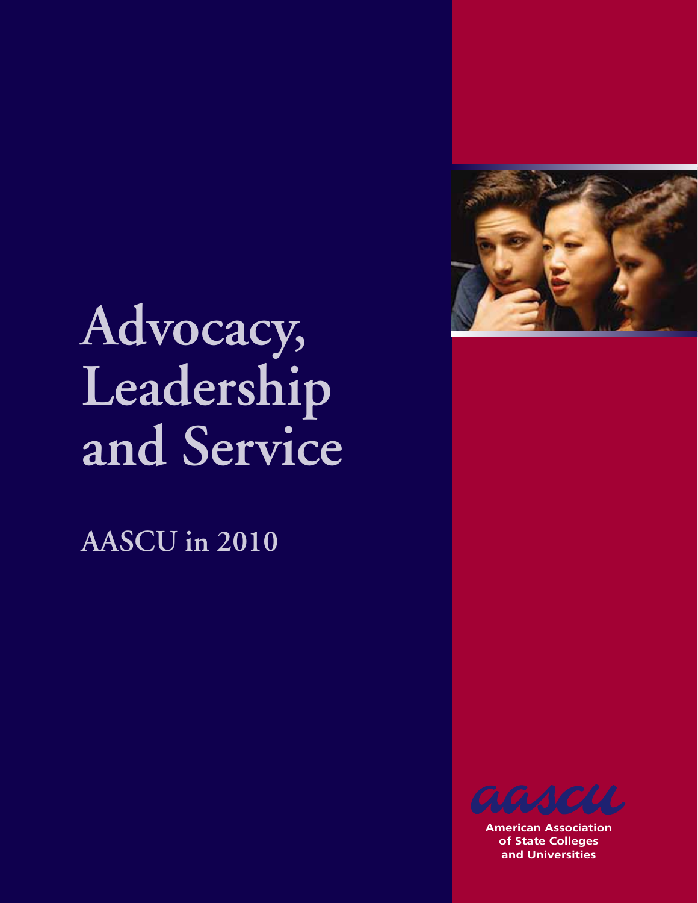# Advocacy, Leadership and Service

## AASCU in 2010

aascu

American Association of State Colleges and Universities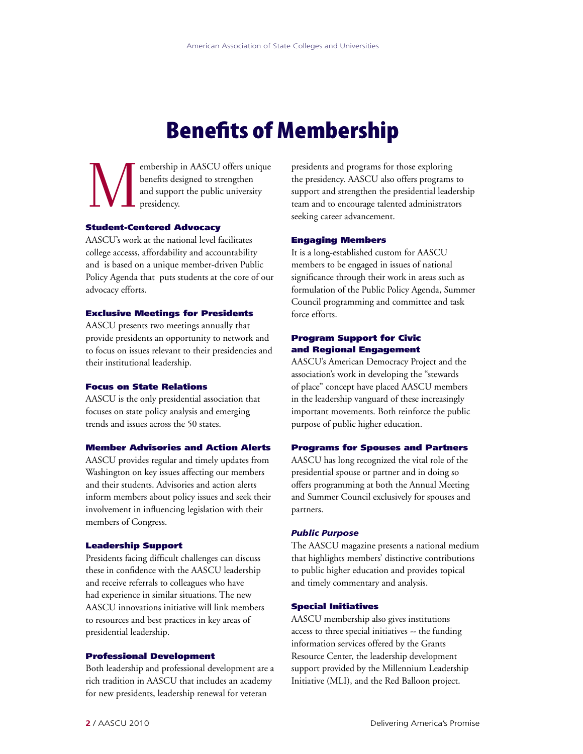# Benefits of Membership

Membership in AASCU offers unique benefits designed to strengthen and support the public university presidency.

### Student-Centered Advocacy

AASCU's work at the national level facilitates college accesss, affordability and accountability and is based on a unique member-driven Public Policy Agenda that puts students at the core of our advocacy efforts.

### Exclusive Meetings for Presidents

AASCU presents two meetings annually that provide presidents an opportunity to network and to focus on issues relevant to their presidencies and their institutional leadership.

### Focus on State Relations

AASCU is the only presidential association that focuses on state policy analysis and emerging trends and issues across the 50 states.

### Member Advisories and Action Alerts

AASCU provides regular and timely updates from Washington on key issues affecting our members and their students. Advisories and action alerts inform members about policy issues and seek their involvement in influencing legislation with their members of Congress.

### Leadership Support

Presidents facing difficult challenges can discuss these in confidence with the AASCU leadership and receive referrals to colleagues who have had experience in similar situations. The new AASCU innovations initiative will link members to resources and best practices in key areas of presidential leadership.

### Professional Development

Both leadership and professional development are a rich tradition in AASCU that includes an academy for new presidents, leadership renewal for veteran presidents and programs for those exploring the presidency. AASCU also offers programs to support and strengthen the presidential leadership team and to encourage talented administrators seeking career advancement.

### Engaging Members

It is a long-established custom for AASCU members to be engaged in issues of national significance through their work in areas such as formulation of the Public Policy Agenda, Summer Council programming and committee and task force efforts.

### Program Support for Civic and Regional Engagement

AASCU's American Democracy Project and the association's work in developing the "stewards of place" concept have placed AASCU members in the leadership vanguard of these increasingly important movements. Both reinforce the public purpose of public higher education.

### Programs for Spouses and Partners

AASCU has long recognized the vital role of the presidential spouse or partner and in doing so offers programming at both the Annual Meeting and Summer Council exclusively for spouses and partners.

### *Public Purpose*

The AASCU magazine presents a national medium that highlights members' distinctive contributions to public higher education and provides topical and timely commentary and analysis.

### Special Initiatives

AASCU membership also gives institutions access to three special initiatives -- the funding information services offered by the Grants Resource Center, the leadership development support provided by the Millennium Leadership Initiative (MLI), and the Red Balloon project.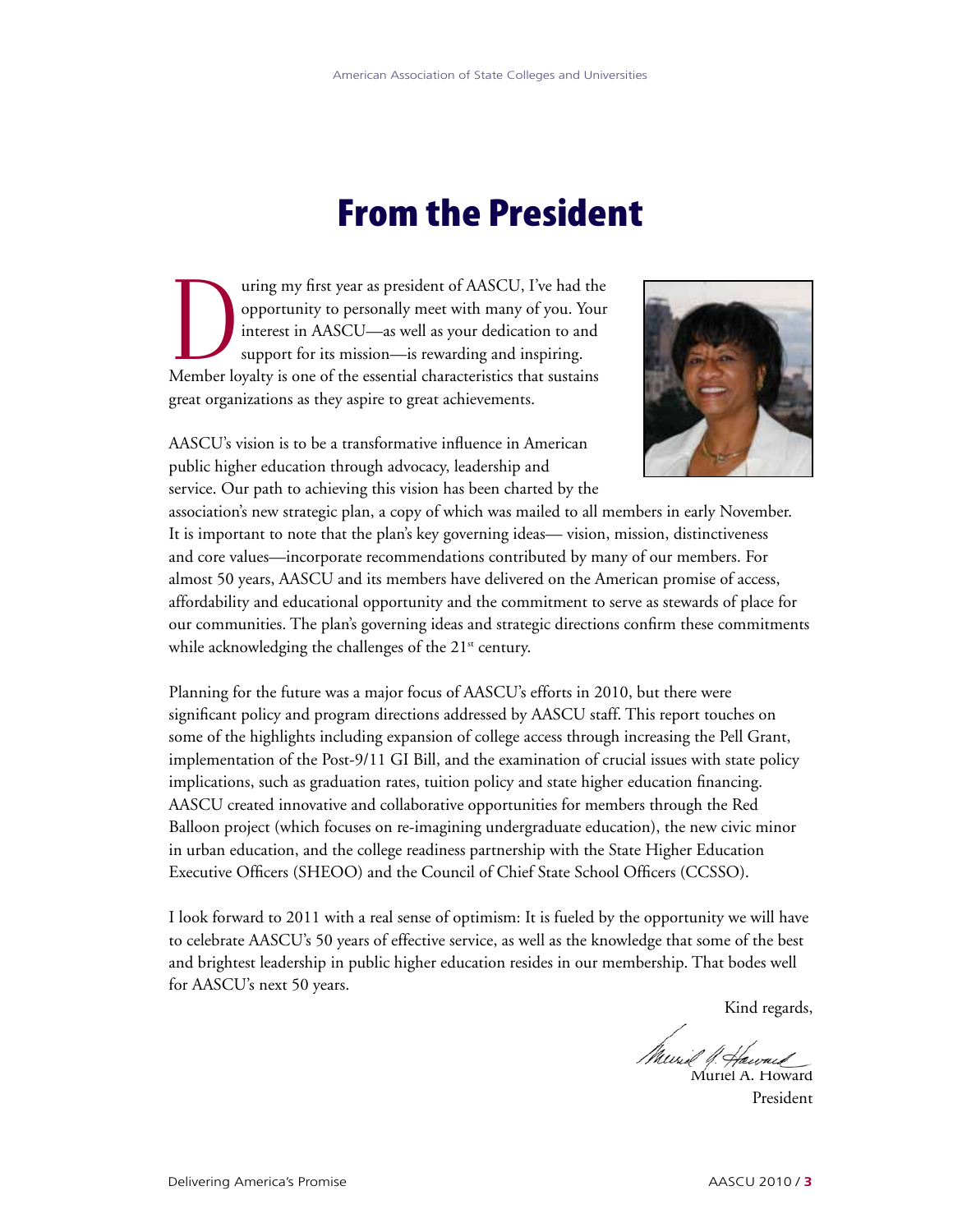# From the President

During my first year as president of AASCU, I've had the opportunity to personally meet with many of you. Your interest in AASCU—as well as your dedication to and support for its mission—is rewarding and inspiring. Member loyalty is one of the essential characteristics that sustains great organizations as they aspire to great achievements.

AASCU's vision is to be a transformative influence in American public higher education through advocacy, leadership and service. Our path to achieving this vision has been charted by the association's new strategic plan, a copy of which was mailed to all members in early November. It is important to note that the plan's key governing ideas— vision, mission, distinctiveness and core values—incorporate recommendations contributed by many of our members. For almost 50 years, AASCU and its members have delivered on the American promise of access, affordability and educational opportunity and the commitment to serve as stewards of place for our communities. The plan's governing ideas and strategic directions confirm these commitments while acknowledging the challenges of the 21st century.

Planning for the future was a major focus of AASCU's efforts in 2010, but there were significant policy and program directions addressed by AASCU staff. This report touches on some of the highlights including expansion of college access through increasing the Pell Grant, implementation of the Post-9/11 GI Bill, and the examination of crucial issues with state policy implications, such as graduation rates, tuition policy and state higher education financing. AASCU created innovative and collaborative opportunities for members through the Red Balloon project (which focuses on re-imagining undergraduate education), the new civic minor in urban education, and the college readiness partnership with the State Higher Education Executive Officers (SHEOO) and the Council of Chief State School Officers (CCSSO).

I look forward to 2011 with a real sense of optimism: It is fueled by the opportunity we will have to celebrate AASCU's 50 years of effective service, as well as the knowledge that some of the best and brightest leadership in public higher education resides in our membership. That bodes well for AASCU's next 50 years.

Kind regards,

Muriel A. Howard
President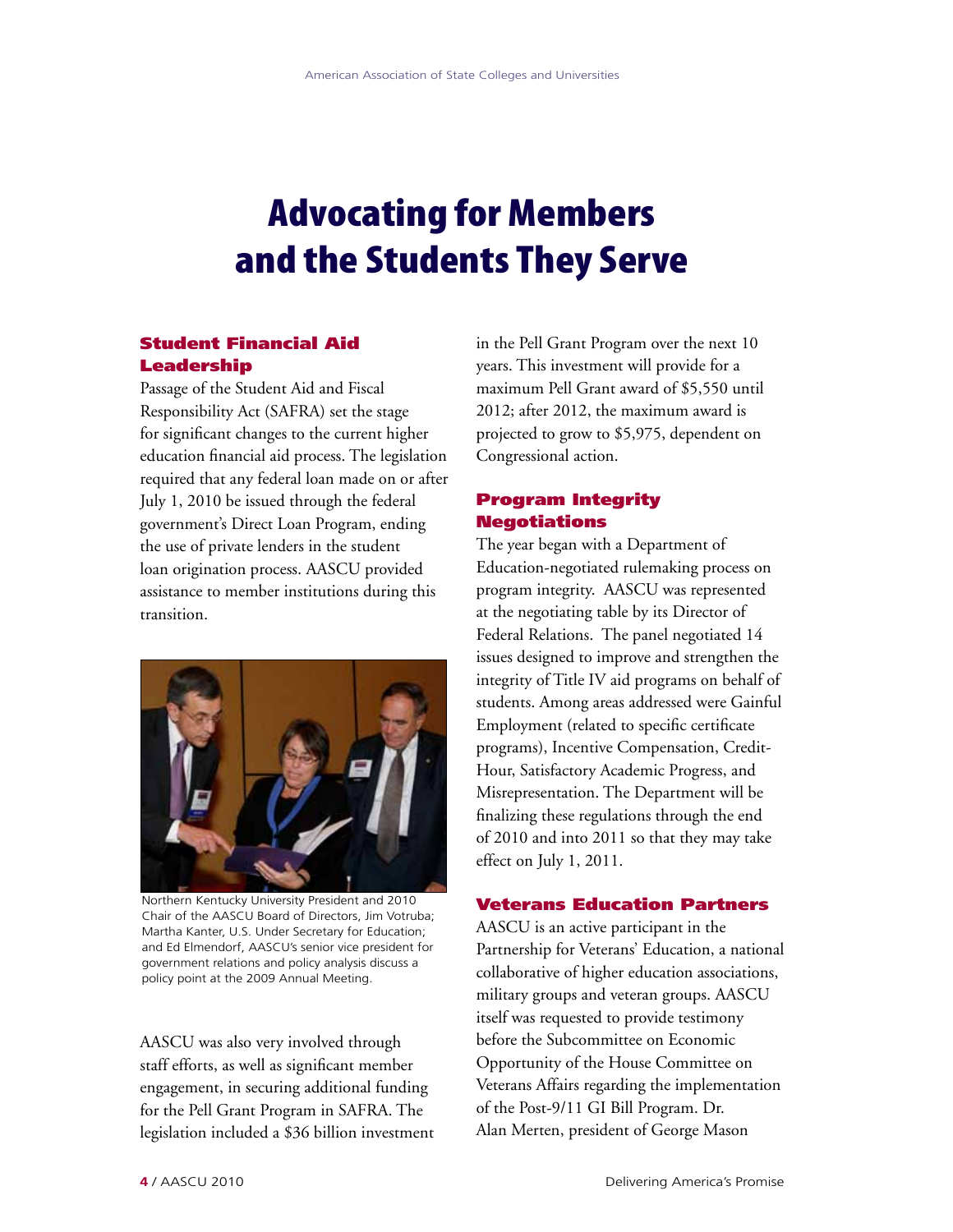# Advocating for Members and the Students They Serve

## Student Financial Aid Leadership

Passage of the Student Aid and Fiscal Responsibility Act (SAFRA) set the stage for significant changes to the current higher education financial aid process. The legislation required that any federal loan made on or after July 1, 2010 be issued through the federal government's Direct Loan Program, ending the use of private lenders in the student loan origination process. AASCU provided assistance to member institutions during this transition.

Northern Kentucky University President and 2010 Chair of the AASCU Board of Directors, Jim Votruba; Martha Kanter, U.S. Under Secretary for Education; and Ed Elmendorf, AASCU's senior vice president for government relations and policy analysis discuss a policy point at the 2009 Annual Meeting.

AASCU was also very involved through staff efforts, as well as significant member engagement, in securing additional funding for the Pell Grant Program in SAFRA. The legislation included a $36 billion investment in the Pell Grant Program over the next 10 years. This investment will provide for a maximum Pell Grant award of $5,550 until 2012; after 2012, the maximum award is projected to grow to $5,975, dependent on Congressional action.

## Program Integrity Negotiations

The year began with a Department of Education-negotiated rulemaking process on program integrity. AASCU was represented at the negotiating table by its Director of Federal Relations. The panel negotiated 14 issues designed to improve and strengthen the integrity of Title IV aid programs on behalf of students. Among areas addressed were Gainful Employment (related to specific certificate programs), Incentive Compensation, Credit-Hour, Satisfactory Academic Progress, and Misrepresentation. The Department will be finalizing these regulations through the end of 2010 and into 2011 so that they may take effect on July 1, 2011.

## Veterans Education Partners

AASCU is an active participant in the Partnership for Veterans' Education, a national collaborative of higher education associations, military groups and veteran groups. AASCU itself was requested to provide testimony before the Subcommittee on Economic Opportunity of the House Committee on Veterans Affairs regarding the implementation of the Post-9/11 GI Bill Program. Dr. Alan Merten, president of George Mason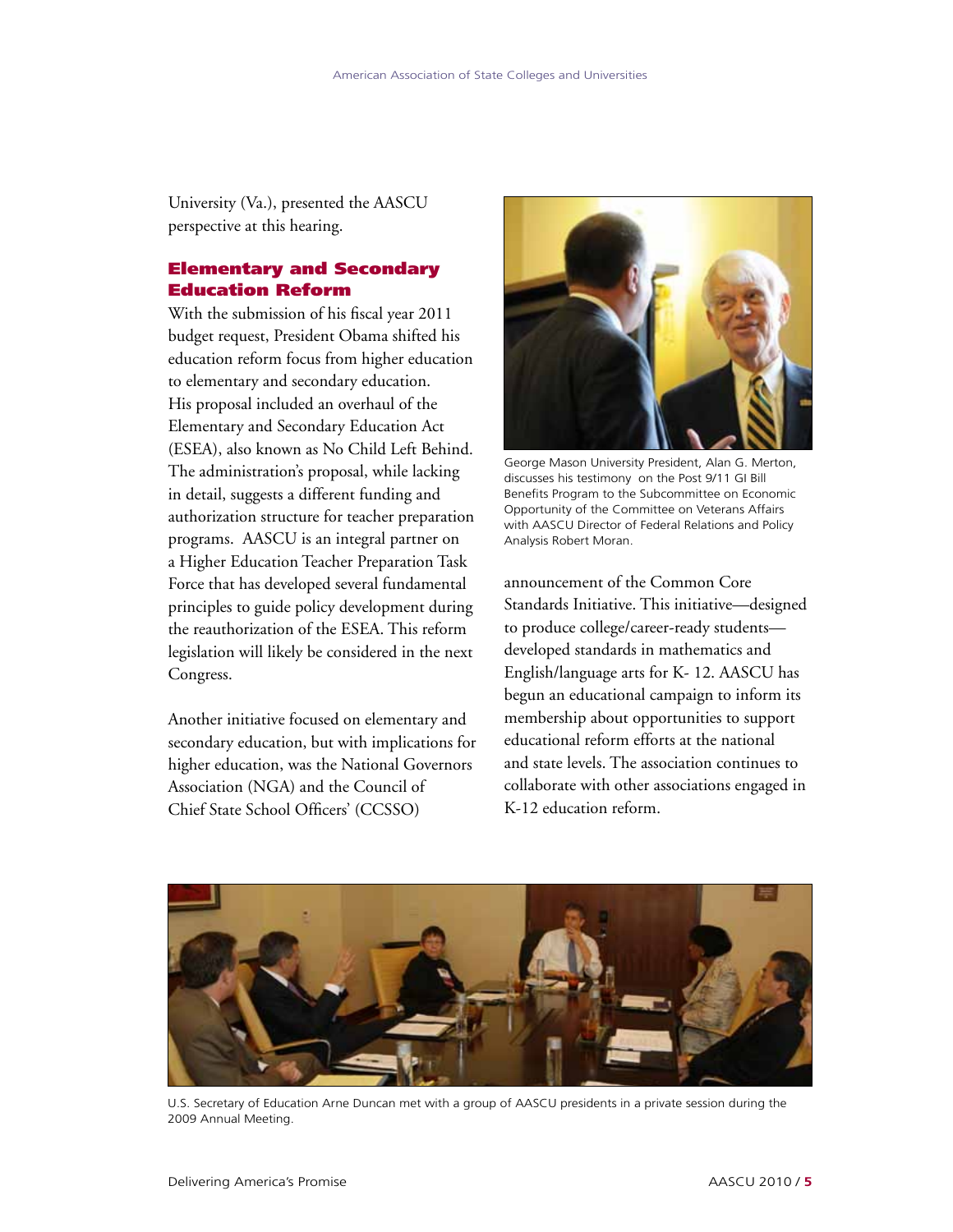University (Va.), presented the AASCU perspective at this hearing.

## Elementary and Secondary Education Reform

With the submission of his fiscal year 2011 budget request, President Obama shifted his education reform focus from higher education to elementary and secondary education. His proposal included an overhaul of the Elementary and Secondary Education Act (ESEA), also known as No Child Left Behind. The administration's proposal, while lacking in detail, suggests a different funding and authorization structure for teacher preparation programs. AASCU is an integral partner on a Higher Education Teacher Preparation Task Force that has developed several fundamental principles to guide policy development during the reauthorization of the ESEA. This reform legislation will likely be considered in the next Congress.

Another initiative focused on elementary and secondary education, but with implications for higher education, was the National Governors Association (NGA) and the Council of Chief State School Officers' (CCSSO) announcement of the Common Core Standards Initiative. This initiative—designed to produce college/career-ready students—developed standards in mathematics and English/language arts for K- 12. AASCU has begun an educational campaign to inform its membership about opportunities to support educational reform efforts at the national and state levels. The association continues to collaborate with other associations engaged in K-12 education reform.

George Mason University President, Alan G. Merton, discusses his testimony on the Post 9/11 GI Bill Benefits Program to the Subcommittee on Economic Opportunity of the Committee on Veterans Affairs with AASCU Director of Federal Relations and Policy Analysis Robert Moran.

U.S. Secretary of Education Arne Duncan met with a group of AASCU presidents in a private session during the 2009 Annual Meeting.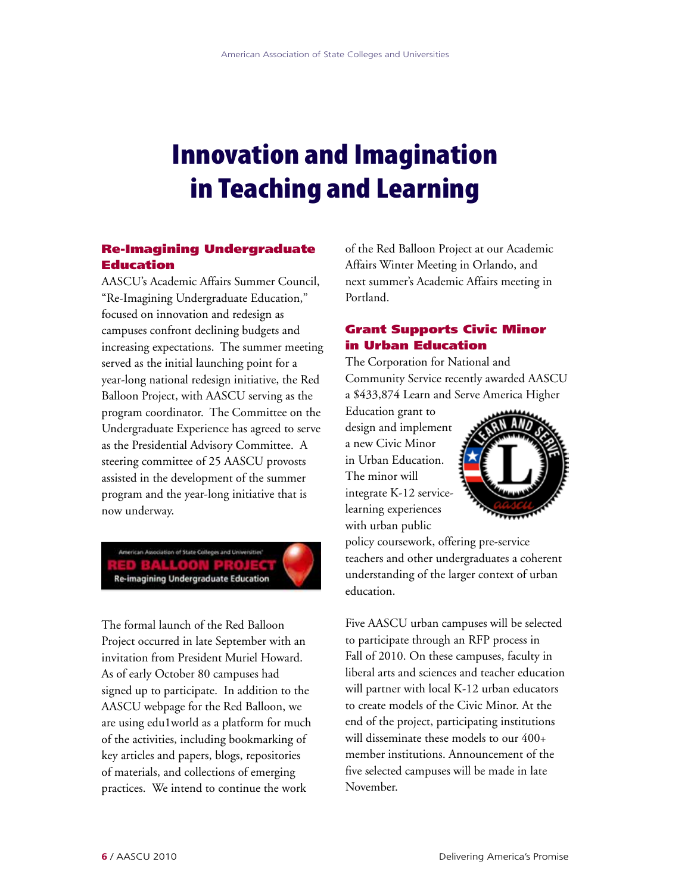# Innovation and Imagination in Teaching and Learning

## Re-Imagining Undergraduate Education

AASCU's Academic Affairs Summer Council, "Re-Imagining Undergraduate Education," focused on innovation and redesign as campuses confront declining budgets and increasing expectations. The summer meeting served as the initial launching point for a year-long national redesign initiative, the Red Balloon Project, with AASCU serving as the program coordinator. The Committee on the Undergraduate Experience has agreed to serve as the Presidential Advisory Committee. A steering committee of 25 AASCU provosts assisted in the development of the summer program and the year-long initiative that is now underway.

American Association of State Colleges and Universities
RED BALLOON PROJECT
Re-imagining Undergraduate Education

The formal launch of the Red Balloon Project occurred in late September with an invitation from President Muriel Howard. As of early October 80 campuses had signed up to participate. In addition to the AASCU webpage for the Red Balloon, we are using edu1world as a platform for much of the activities, including bookmarking of key articles and papers, blogs, repositories of materials, and collections of emerging practices. We intend to continue the work of the Red Balloon Project at our Academic Affairs Winter Meeting in Orlando, and next summer's Academic Affairs meeting in Portland.

## Grant Supports Civic Minor in Urban Education

The Corporation for National and Community Service recently awarded AASCU a $433,874 Learn and Serve America Higher Education grant to design and implement a new Civic Minor in Urban Education. The minor will integrate K-12 service-learning experiences with urban public policy coursework, offering pre-service teachers and other undergraduates a coherent understanding of the larger context of urban education.

Five AASCU urban campuses will be selected to participate through an RFP process in Fall of 2010. On these campuses, faculty in liberal arts and sciences and teacher education will partner with local K-12 urban educators to create models of the Civic Minor. At the end of the project, participating institutions will disseminate these models to our 400+ member institutions. Announcement of the five selected campuses will be made in late November.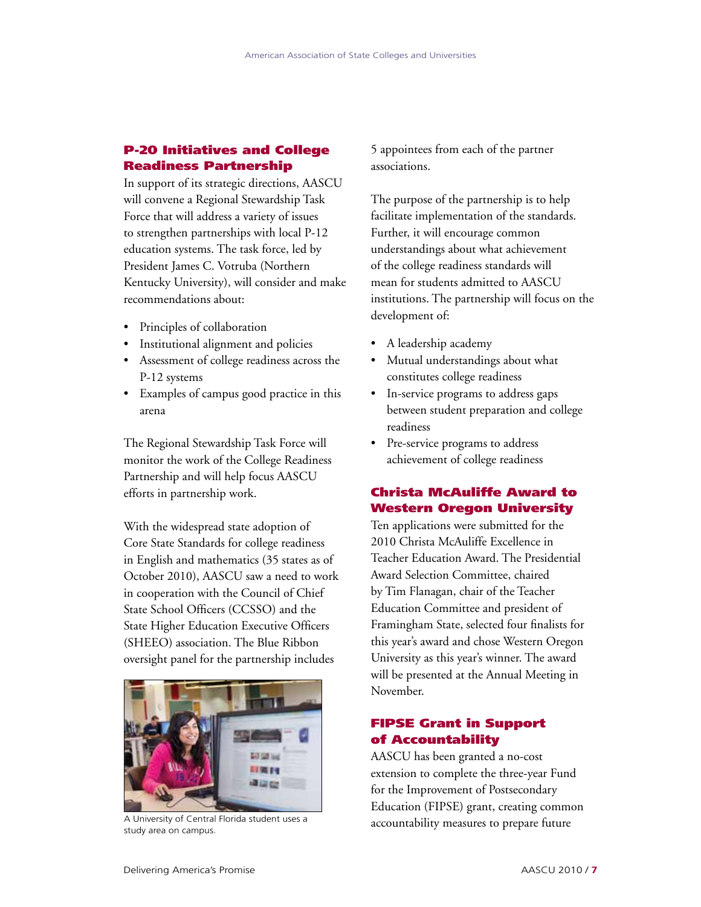## P-20 Initiatives and College Readiness Partnership

In support of its strategic directions, AASCU will convene a Regional Stewardship Task Force that will address a variety of issues to strengthen partnerships with local P-12 education systems. The task force, led by President James C. Votruba (Northern Kentucky University), will consider and make recommendations about:

- Principles of collaboration
- Institutional alignment and policies
- Assessment of college readiness across the P-12 systems
- Examples of campus good practice in this arena

The Regional Stewardship Task Force will monitor the work of the College Readiness Partnership and will help focus AASCU efforts in partnership work.

With the widespread state adoption of Core State Standards for college readiness in English and mathematics (35 states as of October 2010), AASCU saw a need to work in cooperation with the Council of Chief State School Officers (CCSSO) and the State Higher Education Executive Officers (SHEEO) association. The Blue Ribbon oversight panel for the partnership includes 5 appointees from each of the partner associations.

A University of Central Florida student uses a study area on campus.

The purpose of the partnership is to help facilitate implementation of the standards. Further, it will encourage common understandings about what achievement of the college readiness standards will mean for students admitted to AASCU institutions. The partnership will focus on the development of:

- A leadership academy
- Mutual understandings about what constitutes college readiness
- In-service programs to address gaps between student preparation and college readiness
- Pre-service programs to address achievement of college readiness

## Christa McAuliffe Award to Western Oregon University

Ten applications were submitted for the 2010 Christa McAuliffe Excellence in Teacher Education Award. The Presidential Award Selection Committee, chaired by Tim Flanagan, chair of the Teacher Education Committee and president of Framingham State, selected four finalists for this year's award and chose Western Oregon University as this year's winner. The award will be presented at the Annual Meeting in November.

## FIPSE Grant in Support of Accountability

AASCU has been granted a no-cost extension to complete the three-year Fund for the Improvement of Postsecondary Education (FIPSE) grant, creating common accountability measures to prepare future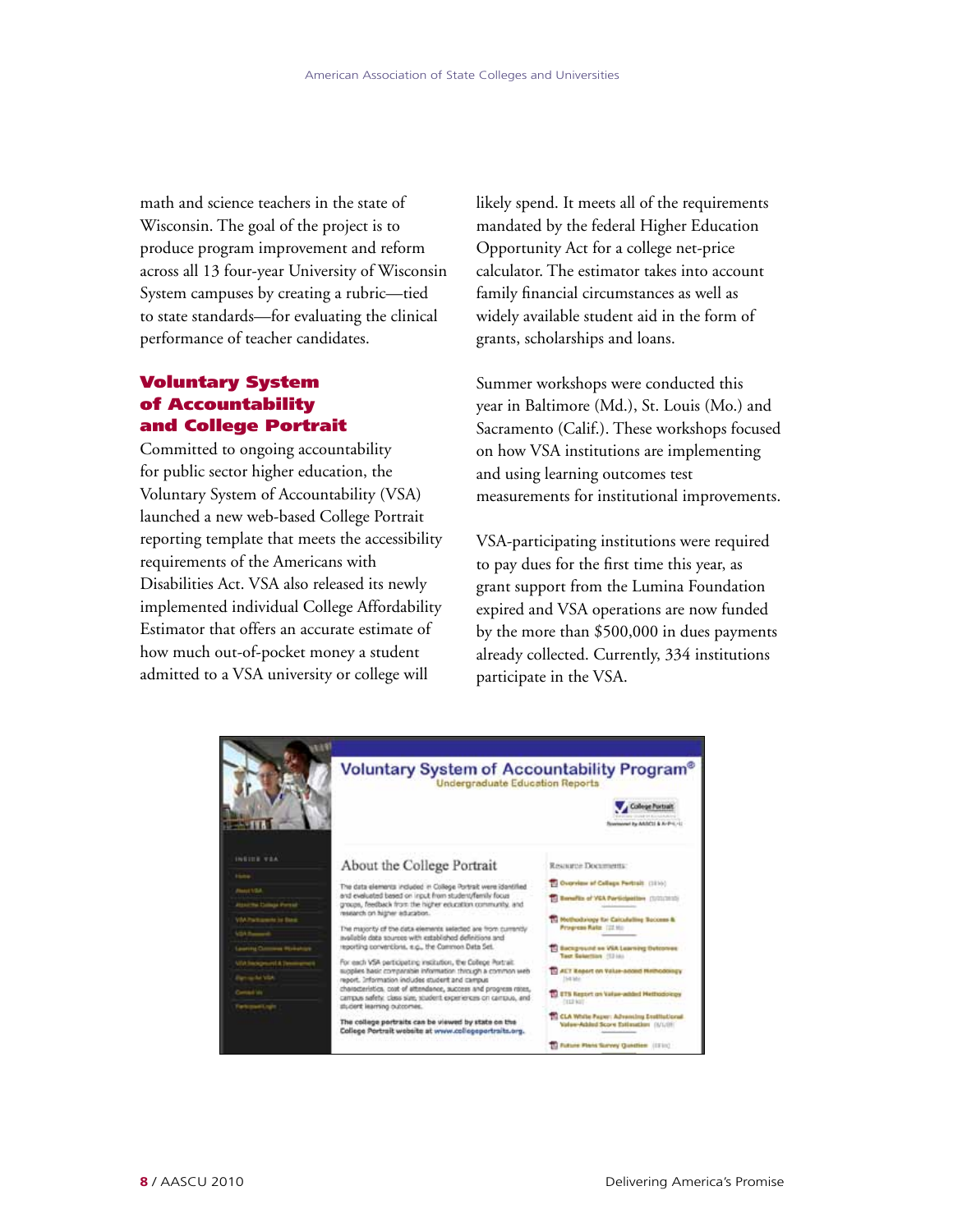math and science teachers in the state of Wisconsin. The goal of the project is to produce program improvement and reform across all 13 four-year University of Wisconsin System campuses by creating a rubric—tied to state standards—for evaluating the clinical performance of teacher candidates.

## Voluntary System of Accountability and College Portrait

Committed to ongoing accountability for public sector higher education, the Voluntary System of Accountability (VSA) launched a new web-based College Portrait reporting template that meets the accessibility requirements of the Americans with Disabilities Act. VSA also released its newly implemented individual College Affordability Estimator that offers an accurate estimate of how much out-of-pocket money a student admitted to a VSA university or college will likely spend. It meets all of the requirements mandated by the federal Higher Education Opportunity Act for a college net-price calculator. The estimator takes into account family financial circumstances as well as widely available student aid in the form of grants, scholarships and loans.

Summer workshops were conducted this year in Baltimore (Md.), St. Louis (Mo.) and Sacramento (Calif.). These workshops focused on how VSA institutions are implementing and using learning outcomes test measurements for institutional improvements.

VSA-participating institutions were required to pay dues for the first time this year, as grant support from the Lumina Foundation expired and VSA operations are now funded by the more than $500,000 in dues payments already collected. Currently, 334 institutions participate in the VSA.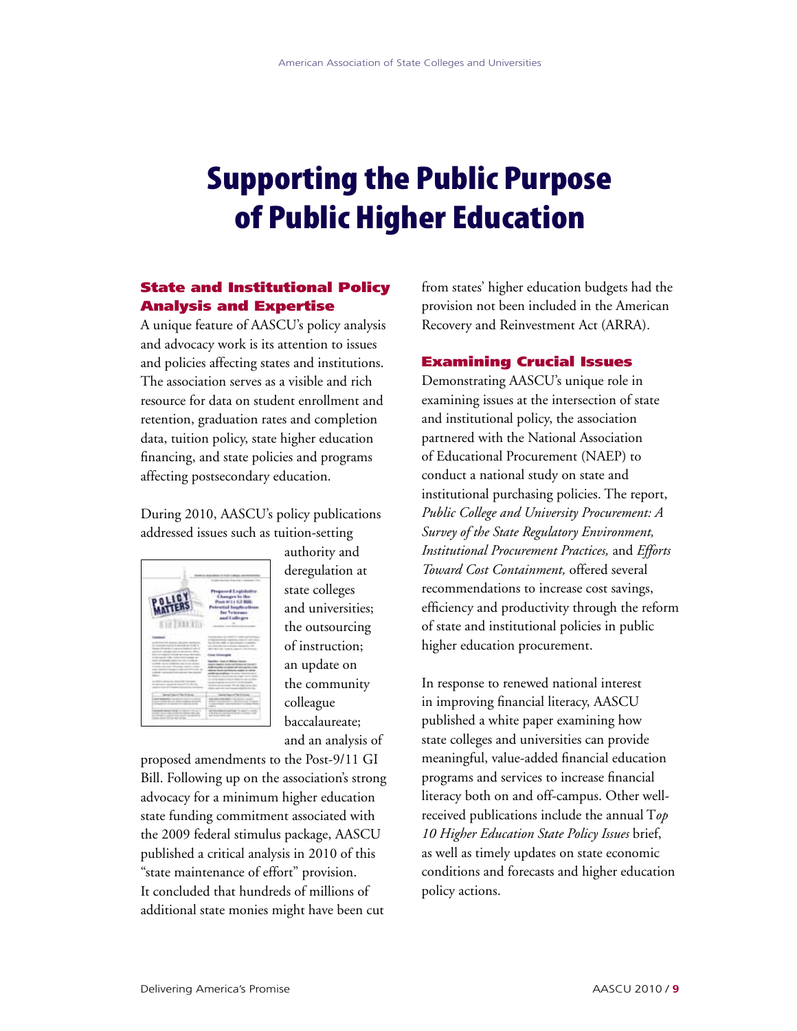# Supporting the Public Purpose of Public Higher Education

## State and Institutional Policy Analysis and Expertise

A unique feature of AASCU's policy analysis and advocacy work is its attention to issues and policies affecting states and institutions. The association serves as a visible and rich resource for data on student enrollment and retention, graduation rates and completion data, tuition policy, state higher education financing, and state policies and programs affecting postsecondary education.

During 2010, AASCU's policy publications addressed issues such as tuition-setting authority and deregulation at state colleges and universities; the outsourcing of instruction; an update on the community colleague baccalaureate; and an analysis of proposed amendments to the Post-9/11 GI Bill. Following up on the association's strong advocacy for a minimum higher education state funding commitment associated with the 2009 federal stimulus package, AASCU published a critical analysis in 2010 of this "state maintenance of effort" provision. It concluded that hundreds of millions of additional state monies might have been cut from states' higher education budgets had the provision not been included in the American Recovery and Reinvestment Act (ARRA).

## Examining Crucial Issues

Demonstrating AASCU's unique role in examining issues at the intersection of state and institutional policy, the association partnered with the National Association of Educational Procurement (NAEP) to conduct a national study on state and institutional purchasing policies. The report, *Public College and University Procurement: A Survey of the State Regulatory Environment, Institutional Procurement Practices,* and *Efforts Toward Cost Containment,* offered several recommendations to increase cost savings, efficiency and productivity through the reform of state and institutional policies in public higher education procurement.

In response to renewed national interest in improving financial literacy, AASCU published a white paper examining how state colleges and universities can provide meaningful, value-added financial education programs and services to increase financial literacy both on and off-campus. Other well-received publications include the annual T*op 10 Higher Education State Policy Issues* brief, as well as timely updates on state economic conditions and forecasts and higher education policy actions.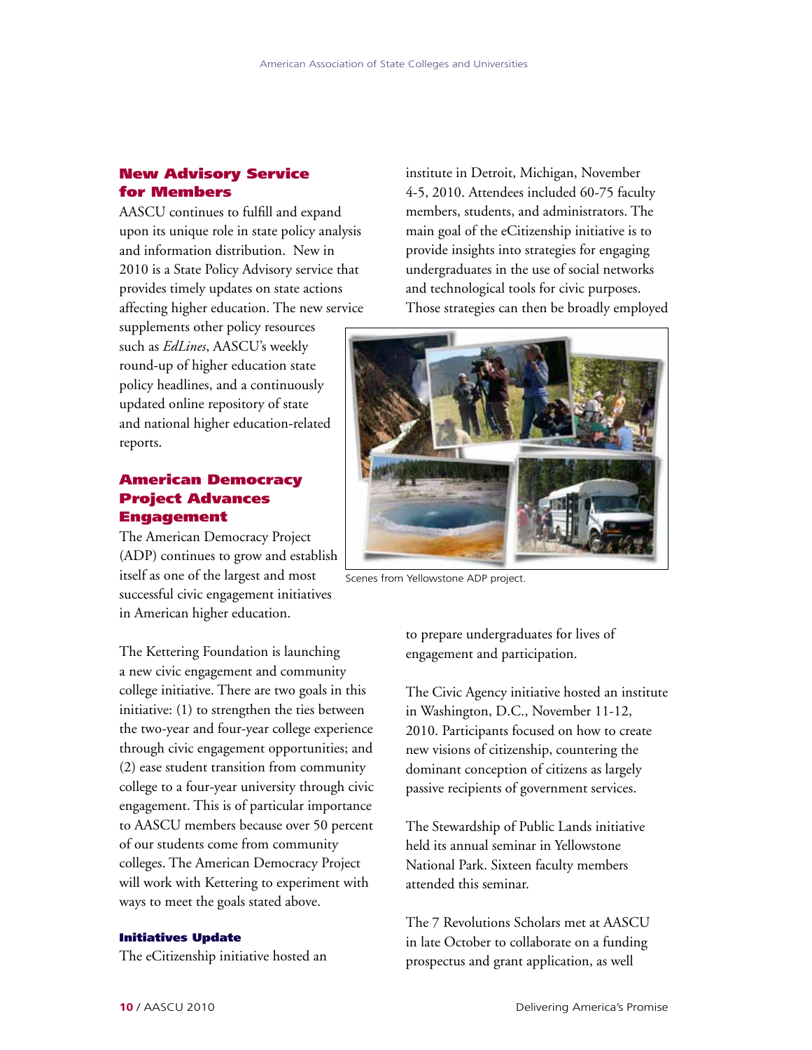## New Advisory Service for Members

AASCU continues to fulfill and expand upon its unique role in state policy analysis and information distribution. New in 2010 is a State Policy Advisory service that provides timely updates on state actions affecting higher education. The new service supplements other policy resources such as *EdLines*, AASCU's weekly round-up of higher education state policy headlines, and a continuously updated online repository of state and national higher education-related reports.

## American Democracy Project Advances Engagement

The American Democracy Project (ADP) continues to grow and establish itself as one of the largest and most successful civic engagement initiatives in American higher education.

The Kettering Foundation is launching a new civic engagement and community college initiative. There are two goals in this initiative: (1) to strengthen the ties between the two-year and four-year college experience through civic engagement opportunities; and (2) ease student transition from community college to a four-year university through civic engagement. This is of particular importance to AASCU members because over 50 percent of our students come from community colleges. The American Democracy Project will work with Kettering to experiment with ways to meet the goals stated above.

### Initiatives Update

The eCitizenship initiative hosted an institute in Detroit, Michigan, November 4-5, 2010. Attendees included 60-75 faculty members, students, and administrators. The main goal of the eCitizenship initiative is to provide insights into strategies for engaging undergraduates in the use of social networks and technological tools for civic purposes. Those strategies can then be broadly employed to prepare undergraduates for lives of engagement and participation.

Scenes from Yellowstone ADP project.

The Civic Agency initiative hosted an institute in Washington, D.C., November 11-12, 2010. Participants focused on how to create new visions of citizenship, countering the dominant conception of citizens as largely passive recipients of government services.

The Stewardship of Public Lands initiative held its annual seminar in Yellowstone National Park. Sixteen faculty members attended this seminar.

The 7 Revolutions Scholars met at AASCU in late October to collaborate on a funding prospectus and grant application, as well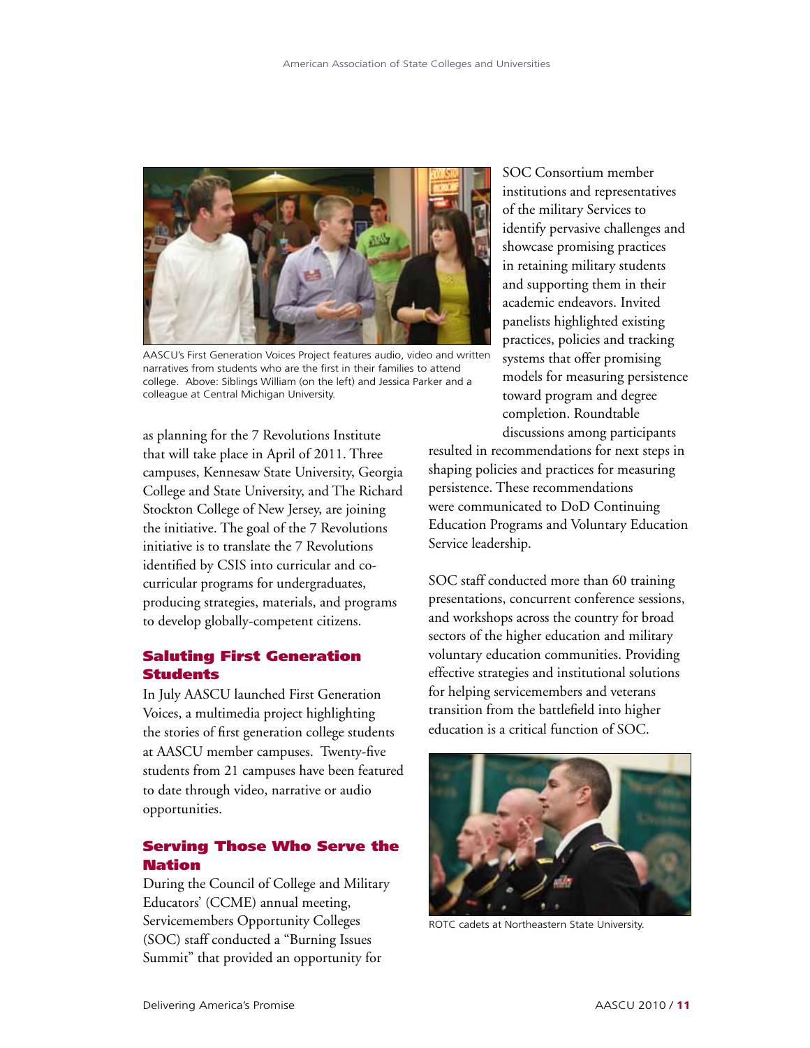AASCU's First Generation Voices Project features audio, video and written narratives from students who are the first in their families to attend college. Above: Siblings William (on the left) and Jessica Parker and a colleague at Central Michigan University.

as planning for the 7 Revolutions Institute that will take place in April of 2011. Three campuses, Kennesaw State University, Georgia College and State University, and The Richard Stockton College of New Jersey, are joining the initiative. The goal of the 7 Revolutions initiative is to translate the 7 Revolutions identified by CSIS into curricular and co-curricular programs for undergraduates, producing strategies, materials, and programs to develop globally-competent citizens.

## Saluting First Generation Students

In July AASCU launched First Generation Voices, a multimedia project highlighting the stories of first generation college students at AASCU member campuses. Twenty-five students from 21 campuses have been featured to date through video, narrative or audio opportunities.

## Serving Those Who Serve the Nation

During the Council of College and Military Educators' (CCME) annual meeting, Servicemembers Opportunity Colleges (SOC) staff conducted a "Burning Issues Summit" that provided an opportunity for SOC Consortium member institutions and representatives of the military Services to identify pervasive challenges and showcase promising practices in retaining military students and supporting them in their academic endeavors. Invited panelists highlighted existing practices, policies and tracking systems that offer promising models for measuring persistence toward program and degree completion. Roundtable discussions among participants resulted in recommendations for next steps in shaping policies and practices for measuring persistence. These recommendations were communicated to DoD Continuing Education Programs and Voluntary Education Service leadership.

SOC staff conducted more than 60 training presentations, concurrent conference sessions, and workshops across the country for broad sectors of the higher education and military voluntary education communities. Providing effective strategies and institutional solutions for helping servicemembers and veterans transition from the battlefield into higher education is a critical function of SOC.

ROTC cadets at Northeastern State University.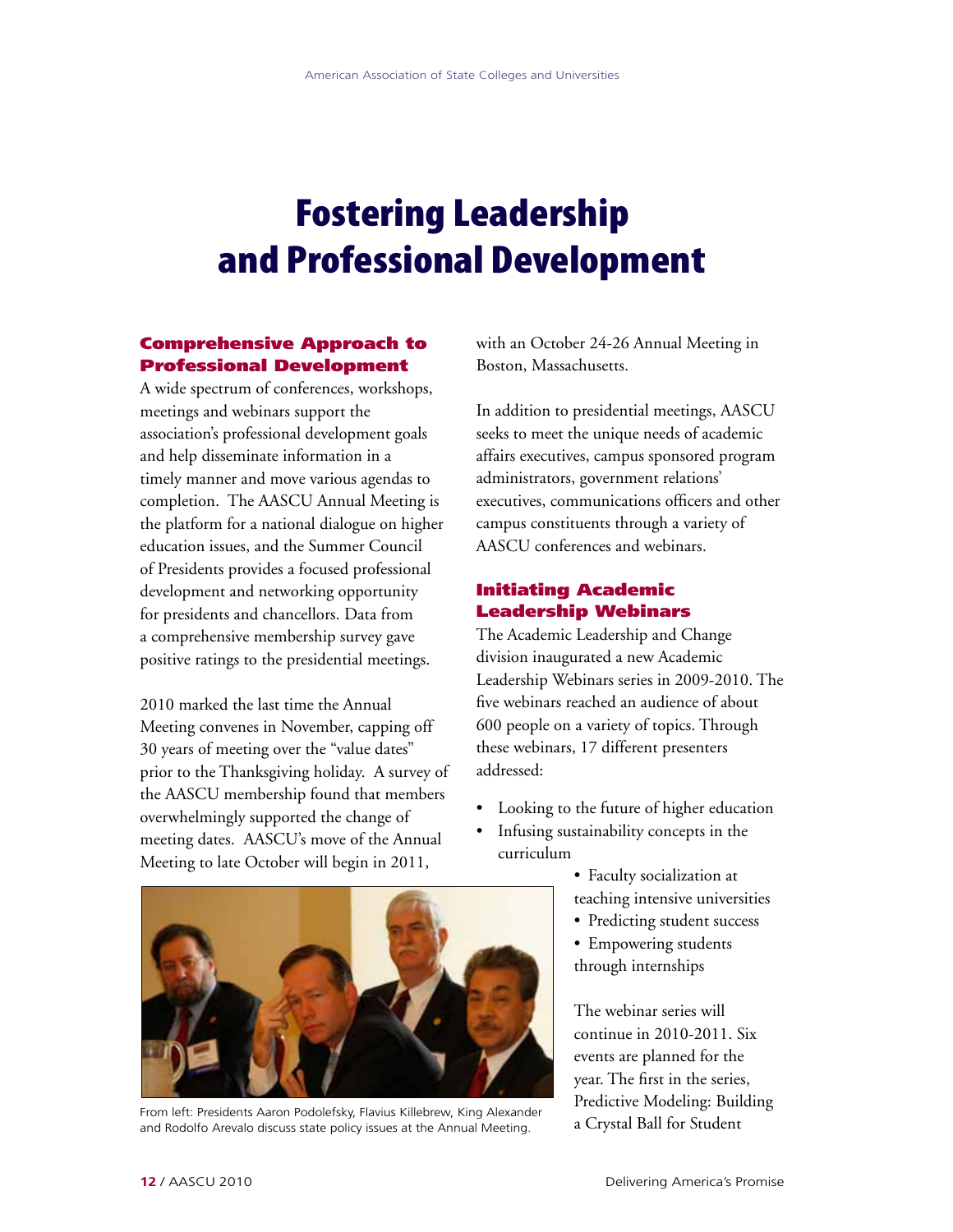# Fostering Leadership and Professional Development

## Comprehensive Approach to Professional Development

A wide spectrum of conferences, workshops, meetings and webinars support the association's professional development goals and help disseminate information in a timely manner and move various agendas to completion. The AASCU Annual Meeting is the platform for a national dialogue on higher education issues, and the Summer Council of Presidents provides a focused professional development and networking opportunity for presidents and chancellors. Data from a comprehensive membership survey gave positive ratings to the presidential meetings.

2010 marked the last time the Annual Meeting convenes in November, capping off 30 years of meeting over the "value dates" prior to the Thanksgiving holiday. A survey of the AASCU membership found that members overwhelmingly supported the change of meeting dates. AASCU's move of the Annual Meeting to late October will begin in 2011, with an October 24-26 Annual Meeting in Boston, Massachusetts.

In addition to presidential meetings, AASCU seeks to meet the unique needs of academic affairs executives, campus sponsored program administrators, government relations' executives, communications officers and other campus constituents through a variety of AASCU conferences and webinars.

From left: Presidents Aaron Podolefsky, Flavius Killebrew, King Alexander and Rodolfo Arevalo discuss state policy issues at the Annual Meeting.

## Initiating Academic Leadership Webinars

The Academic Leadership and Change division inaugurated a new Academic Leadership Webinars series in 2009-2010. The five webinars reached an audience of about 600 people on a variety of topics. Through these webinars, 17 different presenters addressed:

- Looking to the future of higher education
- Infusing sustainability concepts in the curriculum
- Faculty socialization at teaching intensive universities
- Predicting student success
- Empowering students through internships

The webinar series will continue in 2010-2011. Six events are planned for the year. The first in the series, Predictive Modeling: Building a Crystal Ball for Student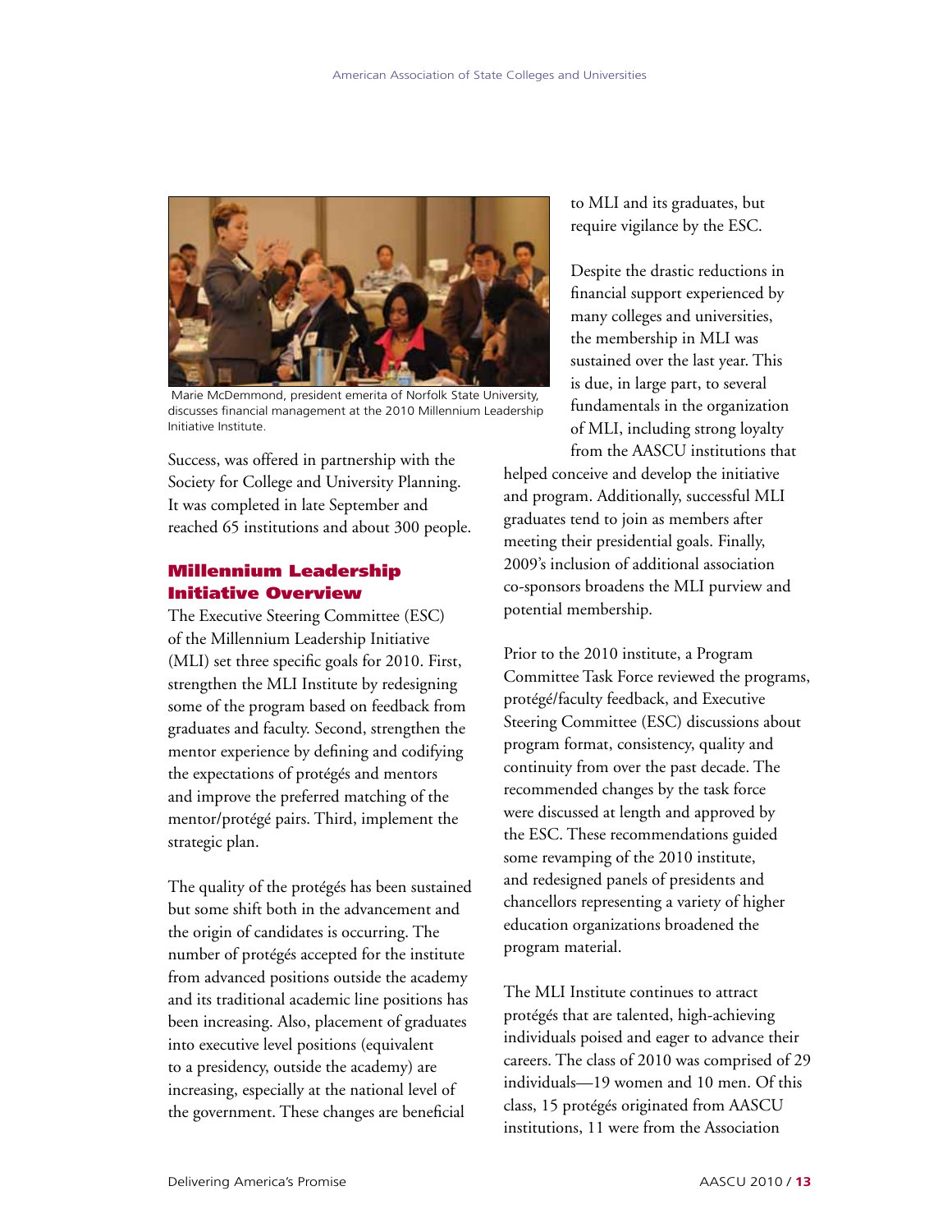Marie McDemmond, president emerita of Norfolk State University, discusses financial management at the 2010 Millennium Leadership Initiative Institute.

Success, was offered in partnership with the Society for College and University Planning. It was completed in late September and reached 65 institutions and about 300 people.

## Millennium Leadership Initiative Overview

The Executive Steering Committee (ESC) of the Millennium Leadership Initiative (MLI) set three specific goals for 2010. First, strengthen the MLI Institute by redesigning some of the program based on feedback from graduates and faculty. Second, strengthen the mentor experience by defining and codifying the expectations of protégés and mentors and improve the preferred matching of the mentor/protégé pairs. Third, implement the strategic plan.

The quality of the protégés has been sustained but some shift both in the advancement and the origin of candidates is occurring. The number of protégés accepted for the institute from advanced positions outside the academy and its traditional academic line positions has been increasing. Also, placement of graduates into executive level positions (equivalent to a presidency, outside the academy) are increasing, especially at the national level of the government. These changes are beneficial to MLI and its graduates, but require vigilance by the ESC.

Despite the drastic reductions in financial support experienced by many colleges and universities, the membership in MLI was sustained over the last year. This is due, in large part, to several fundamentals in the organization of MLI, including strong loyalty from the AASCU institutions that helped conceive and develop the initiative and program. Additionally, successful MLI graduates tend to join as members after meeting their presidential goals. Finally, 2009's inclusion of additional association co-sponsors broadens the MLI purview and potential membership.

Prior to the 2010 institute, a Program Committee Task Force reviewed the programs, protégé/faculty feedback, and Executive Steering Committee (ESC) discussions about program format, consistency, quality and continuity from over the past decade. The recommended changes by the task force were discussed at length and approved by the ESC. These recommendations guided some revamping of the 2010 institute, and redesigned panels of presidents and chancellors representing a variety of higher education organizations broadened the program material.

The MLI Institute continues to attract protégés that are talented, high-achieving individuals poised and eager to advance their careers. The class of 2010 was comprised of 29 individuals—19 women and 10 men. Of this class, 15 protégés originated from AASCU institutions, 11 were from the Association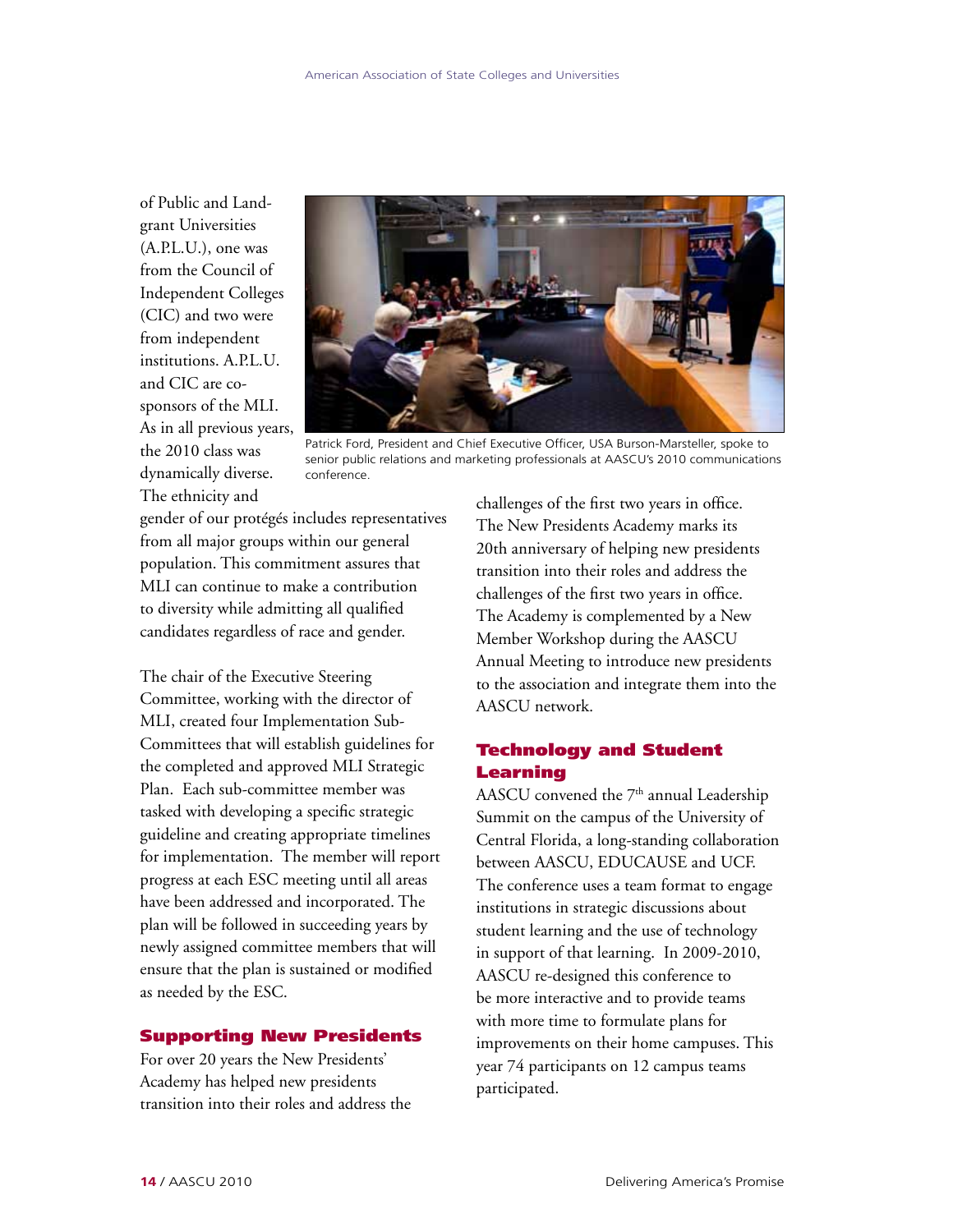of Public and Land-grant Universities (A.P.L.U.), one was from the Council of Independent Colleges (CIC) and two were from independent institutions. A.P.L.U. and CIC are co-sponsors of the MLI. As in all previous years, the 2010 class was dynamically diverse. The ethnicity and gender of our protégés includes representatives from all major groups within our general population. This commitment assures that MLI can continue to make a contribution to diversity while admitting all qualified candidates regardless of race and gender.

Patrick Ford, President and Chief Executive Officer, USA Burson-Marsteller, spoke to senior public relations and marketing professionals at AASCU's 2010 communications conference.

The chair of the Executive Steering Committee, working with the director of MLI, created four Implementation Sub-Committees that will establish guidelines for the completed and approved MLI Strategic Plan. Each sub-committee member was tasked with developing a specific strategic guideline and creating appropriate timelines for implementation. The member will report progress at each ESC meeting until all areas have been addressed and incorporated. The plan will be followed in succeeding years by newly assigned committee members that will ensure that the plan is sustained or modified as needed by the ESC.

## Supporting New Presidents

For over 20 years the New Presidents' Academy has helped new presidents transition into their roles and address the challenges of the first two years in office. The New Presidents Academy marks its 20th anniversary of helping new presidents transition into their roles and address the challenges of the first two years in office. The Academy is complemented by a New Member Workshop during the AASCU Annual Meeting to introduce new presidents to the association and integrate them into the AASCU network.

## Technology and Student Learning

AASCU convened the 7th annual Leadership Summit on the campus of the University of Central Florida, a long-standing collaboration between AASCU, EDUCAUSE and UCF. The conference uses a team format to engage institutions in strategic discussions about student learning and the use of technology in support of that learning. In 2009-2010, AASCU re-designed this conference to be more interactive and to provide teams with more time to formulate plans for improvements on their home campuses. This year 74 participants on 12 campus teams participated.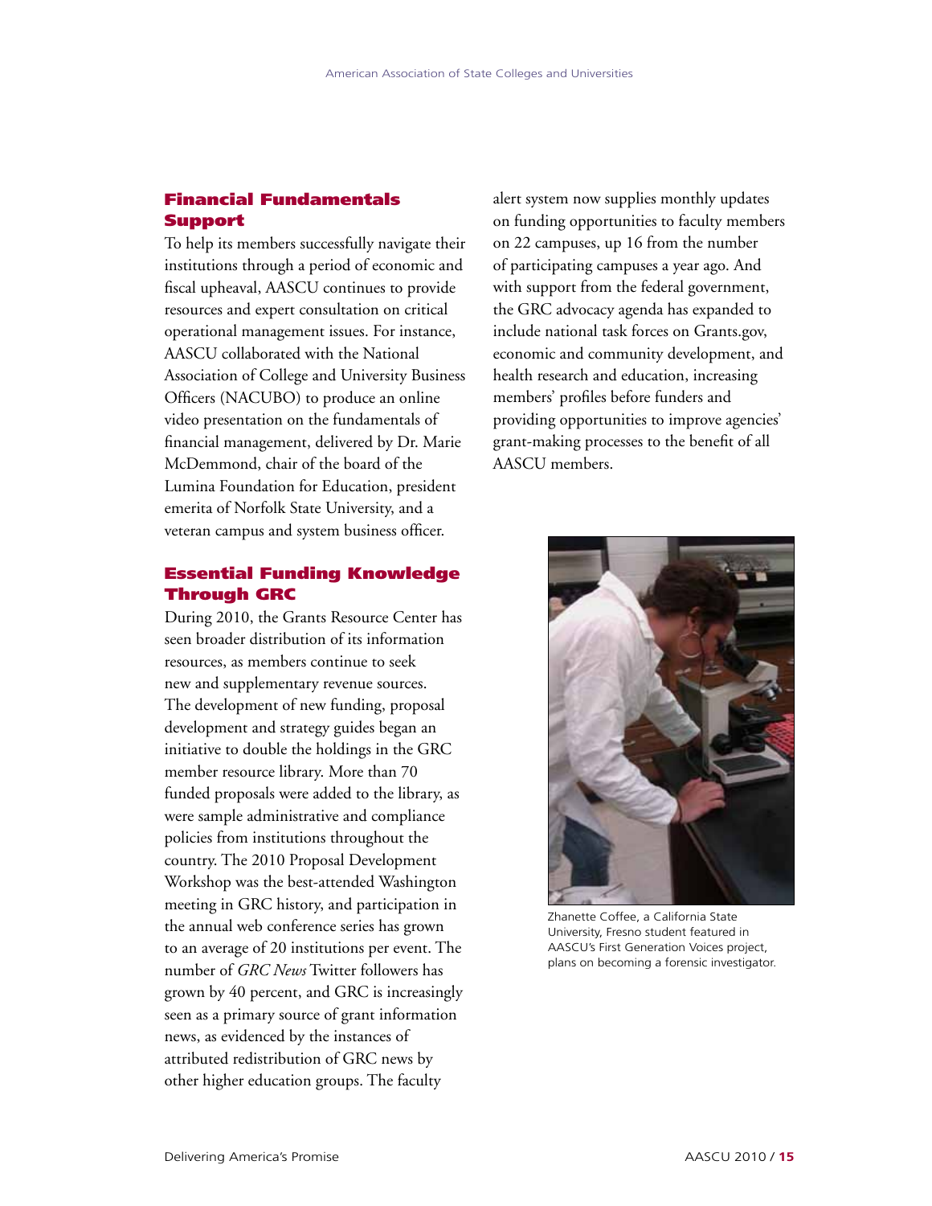## Financial Fundamentals Support

To help its members successfully navigate their institutions through a period of economic and fiscal upheaval, AASCU continues to provide resources and expert consultation on critical operational management issues. For instance, AASCU collaborated with the National Association of College and University Business Officers (NACUBO) to produce an online video presentation on the fundamentals of financial management, delivered by Dr. Marie McDemmond, chair of the board of the Lumina Foundation for Education, president emerita of Norfolk State University, and a veteran campus and system business officer.

## Essential Funding Knowledge Through GRC

During 2010, the Grants Resource Center has seen broader distribution of its information resources, as members continue to seek new and supplementary revenue sources. The development of new funding, proposal development and strategy guides began an initiative to double the holdings in the GRC member resource library. More than 70 funded proposals were added to the library, as were sample administrative and compliance policies from institutions throughout the country. The 2010 Proposal Development Workshop was the best-attended Washington meeting in GRC history, and participation in the annual web conference series has grown to an average of 20 institutions per event. The number of *GRC News* Twitter followers has grown by 40 percent, and GRC is increasingly seen as a primary source of grant information news, as evidenced by the instances of attributed redistribution of GRC news by other higher education groups. The faculty alert system now supplies monthly updates on funding opportunities to faculty members on 22 campuses, up 16 from the number of participating campuses a year ago. And with support from the federal government, the GRC advocacy agenda has expanded to include national task forces on Grants.gov, economic and community development, and health research and education, increasing members' profiles before funders and providing opportunities to improve agencies' grant-making processes to the benefit of all AASCU members.

Zhanette Coffee, a California State University, Fresno student featured in AASCU's First Generation Voices project, plans on becoming a forensic investigator.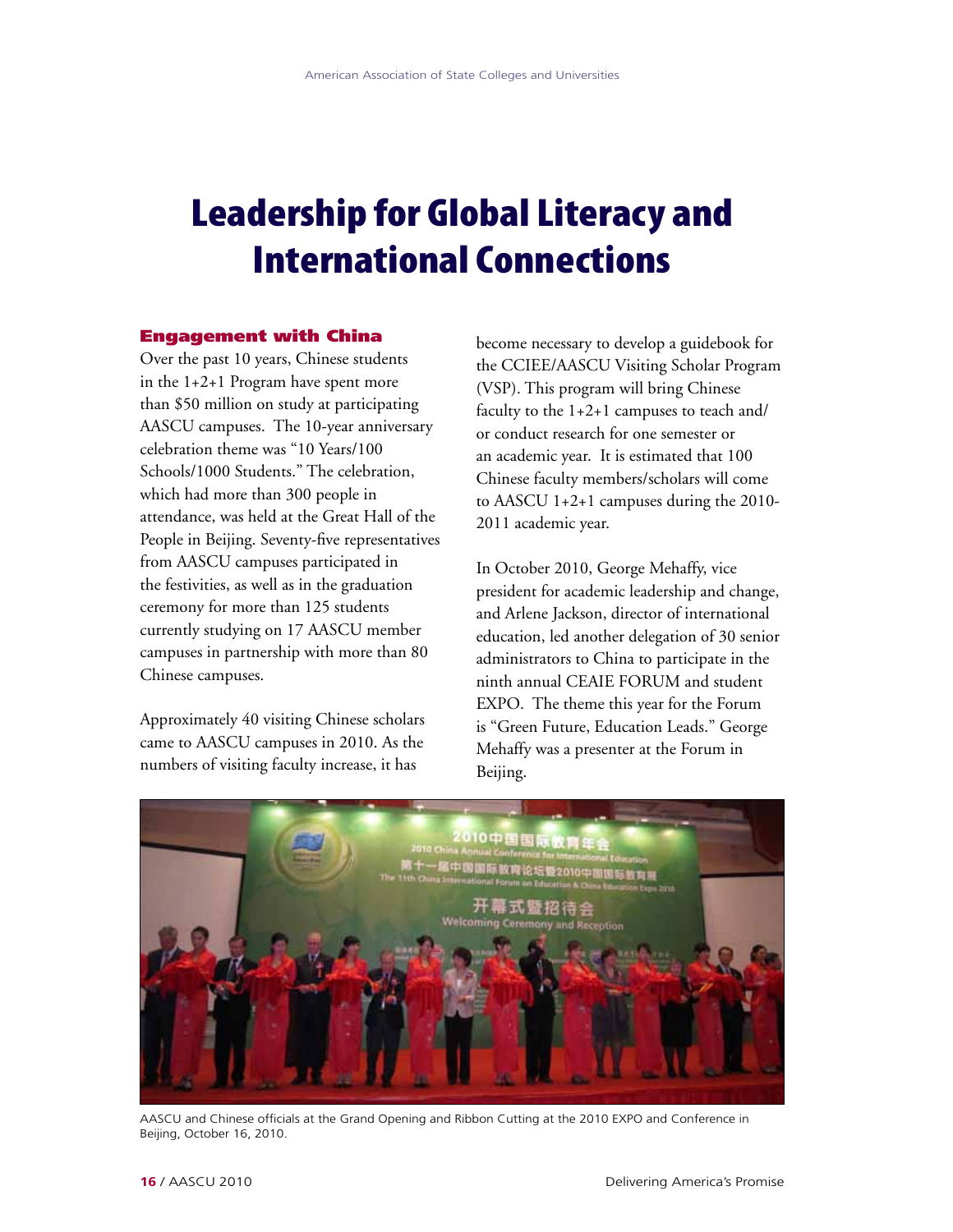# Leadership for Global Literacy and International Connections

## Engagement with China

Over the past 10 years, Chinese students in the 1+2+1 Program have spent more than $50 million on study at participating AASCU campuses. The 10-year anniversary celebration theme was "10 Years/100 Schools/1000 Students." The celebration, which had more than 300 people in attendance, was held at the Great Hall of the People in Beijing. Seventy-five representatives from AASCU campuses participated in the festivities, as well as in the graduation ceremony for more than 125 students currently studying on 17 AASCU member campuses in partnership with more than 80 Chinese campuses.

Approximately 40 visiting Chinese scholars came to AASCU campuses in 2010. As the numbers of visiting faculty increase, it has become necessary to develop a guidebook for the CCIEE/AASCU Visiting Scholar Program (VSP). This program will bring Chinese faculty to the 1+2+1 campuses to teach and/or conduct research for one semester or an academic year. It is estimated that 100 Chinese faculty members/scholars will come to AASCU 1+2+1 campuses during the 2010-2011 academic year.

In October 2010, George Mehaffy, vice president for academic leadership and change, and Arlene Jackson, director of international education, led another delegation of 30 senior administrators to China to participate in the ninth annual CEAIE FORUM and student EXPO. The theme this year for the Forum is "Green Future, Education Leads." George Mehaffy was a presenter at the Forum in Beijing.

AASCU and Chinese officials at the Grand Opening and Ribbon Cutting at the 2010 EXPO and Conference in Beijing, October 16, 2010.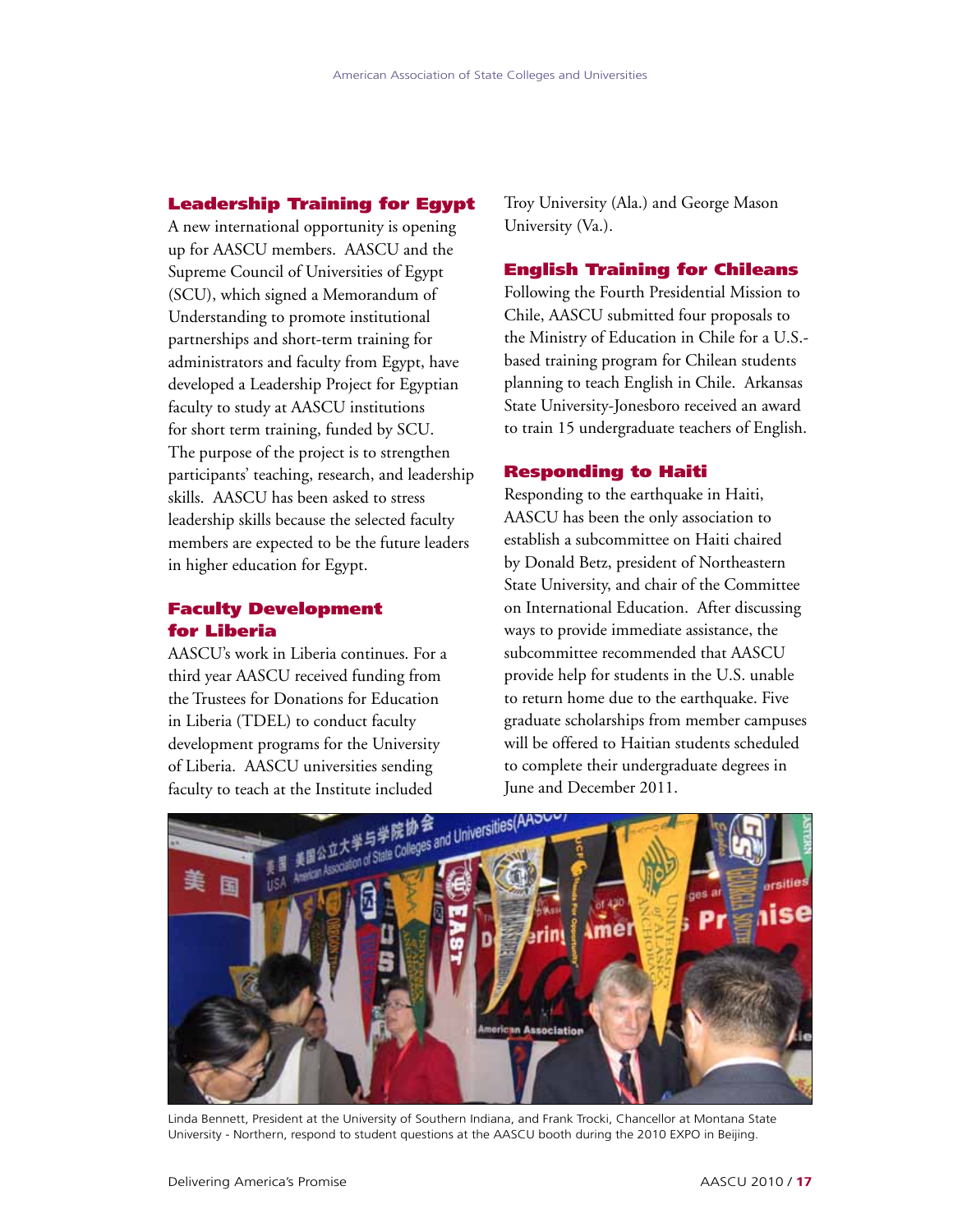### Leadership Training for Egypt

A new international opportunity is opening up for AASCU members. AASCU and the Supreme Council of Universities of Egypt (SCU), which signed a Memorandum of Understanding to promote institutional partnerships and short-term training for administrators and faculty from Egypt, have developed a Leadership Project for Egyptian faculty to study at AASCU institutions for short term training, funded by SCU. The purpose of the project is to strengthen participants' teaching, research, and leadership skills. AASCU has been asked to stress leadership skills because the selected faculty members are expected to be the future leaders in higher education for Egypt.

### Faculty Development for Liberia

AASCU's work in Liberia continues. For a third year AASCU received funding from the Trustees for Donations for Education in Liberia (TDEL) to conduct faculty development programs for the University of Liberia. AASCU universities sending faculty to teach at the Institute included Troy University (Ala.) and George Mason University (Va.).

### English Training for Chileans

Following the Fourth Presidential Mission to Chile, AASCU submitted four proposals to the Ministry of Education in Chile for a U.S.-based training program for Chilean students planning to teach English in Chile. Arkansas State University-Jonesboro received an award to train 15 undergraduate teachers of English.

### Responding to Haiti

Responding to the earthquake in Haiti, AASCU has been the only association to establish a subcommittee on Haiti chaired by Donald Betz, president of Northeastern State University, and chair of the Committee on International Education. After discussing ways to provide immediate assistance, the subcommittee recommended that AASCU provide help for students in the U.S. unable to return home due to the earthquake. Five graduate scholarships from member campuses will be offered to Haitian students scheduled to complete their undergraduate degrees in June and December 2011.

Linda Bennett, President at the University of Southern Indiana, and Frank Trocki, Chancellor at Montana State University - Northern, respond to student questions at the AASCU booth during the 2010 EXPO in Beijing.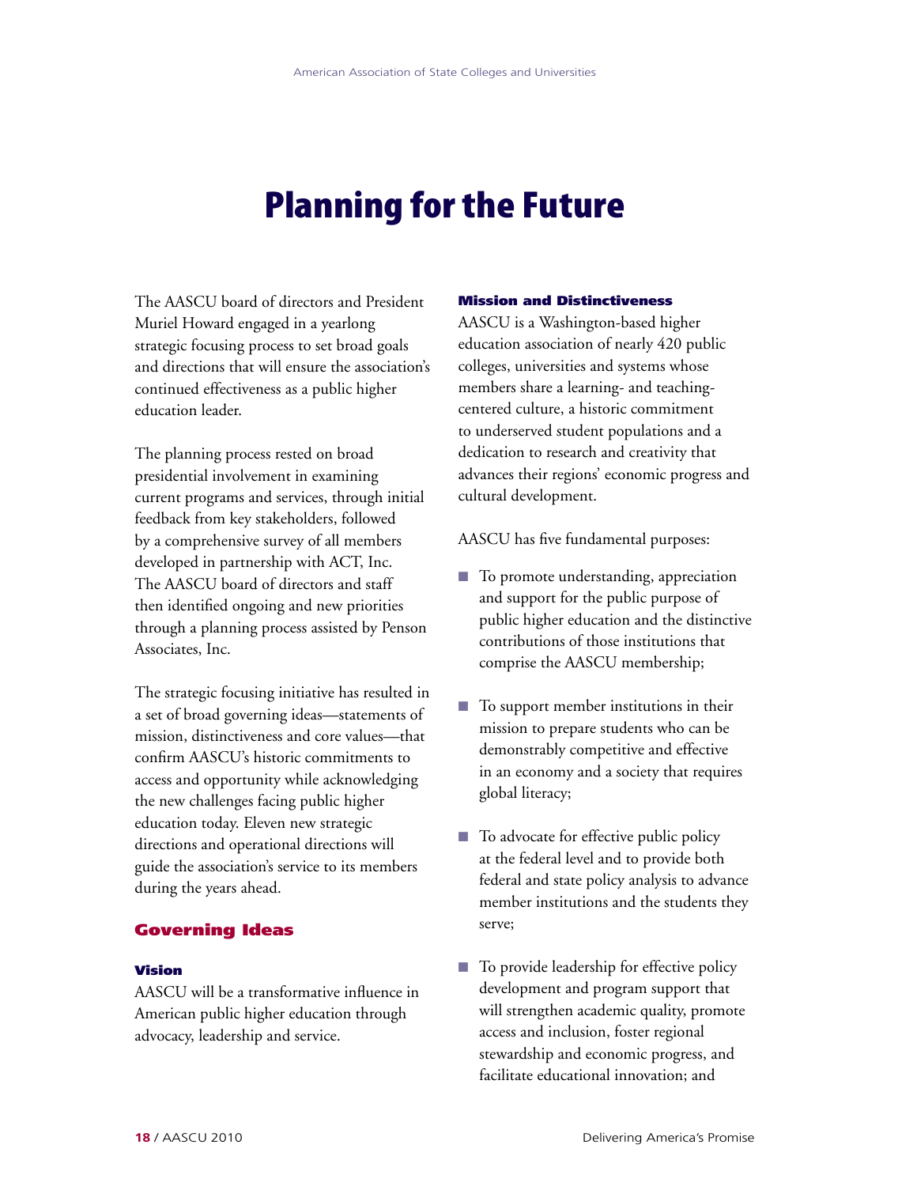# Planning for the Future

The AASCU board of directors and President Muriel Howard engaged in a yearlong strategic focusing process to set broad goals and directions that will ensure the association's continued effectiveness as a public higher education leader.

The planning process rested on broad presidential involvement in examining current programs and services, through initial feedback from key stakeholders, followed by a comprehensive survey of all members developed in partnership with ACT, Inc. The AASCU board of directors and staff then identified ongoing and new priorities through a planning process assisted by Penson Associates, Inc.

The strategic focusing initiative has resulted in a set of broad governing ideas—statements of mission, distinctiveness and core values—that confirm AASCU's historic commitments to access and opportunity while acknowledging the new challenges facing public higher education today. Eleven new strategic directions and operational directions will guide the association's service to its members during the years ahead.

## Governing Ideas

### Vision

AASCU will be a transformative influence in American public higher education through advocacy, leadership and service.

### Mission and Distinctiveness

AASCU is a Washington-based higher education association of nearly 420 public colleges, universities and systems whose members share a learning- and teaching-centered culture, a historic commitment to underserved student populations and a dedication to research and creativity that advances their regions' economic progress and cultural development.

AASCU has five fundamental purposes:

- To promote understanding, appreciation and support for the public purpose of public higher education and the distinctive contributions of those institutions that comprise the AASCU membership;
- To support member institutions in their mission to prepare students who can be demonstrably competitive and effective in an economy and a society that requires global literacy;
- To advocate for effective public policy at the federal level and to provide both federal and state policy analysis to advance member institutions and the students they serve;
- To provide leadership for effective policy development and program support that will strengthen academic quality, promote access and inclusion, foster regional stewardship and economic progress, and facilitate educational innovation; and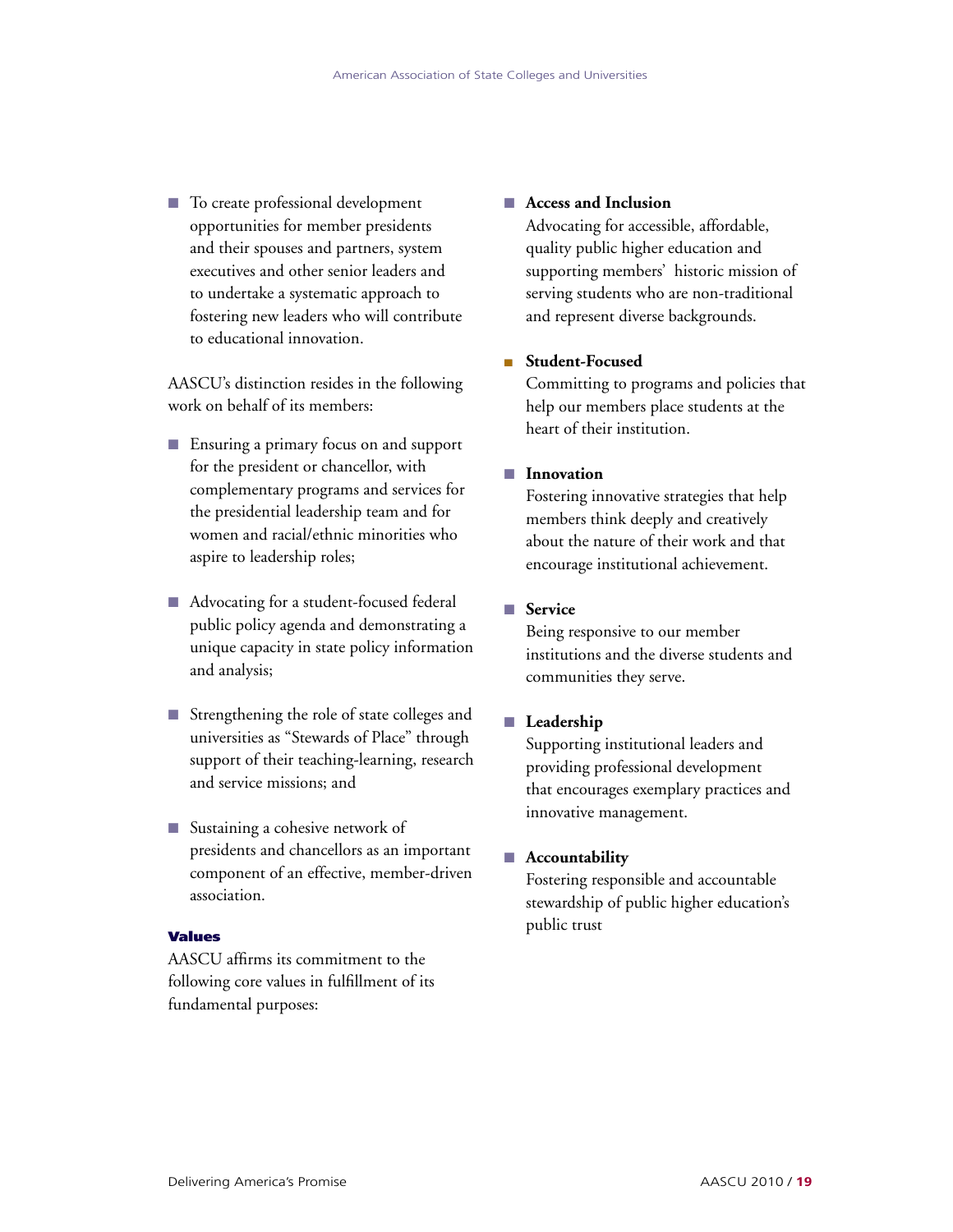- To create professional development opportunities for member presidents and their spouses and partners, system executives and other senior leaders and to undertake a systematic approach to fostering new leaders who will contribute to educational innovation.

AASCU's distinction resides in the following work on behalf of its members:

- Ensuring a primary focus on and support for the president or chancellor, with complementary programs and services for the presidential leadership team and for women and racial/ethnic minorities who aspire to leadership roles;

- Advocating for a student-focused federal public policy agenda and demonstrating a unique capacity in state policy information and analysis;

- Strengthening the role of state colleges and universities as "Stewards of Place" through support of their teaching-learning, research and service missions; and

- Sustaining a cohesive network of presidents and chancellors as an important component of an effective, member-driven association.

### Values

AASCU affirms its commitment to the following core values in fulfillment of its fundamental purposes:

- **Access and Inclusion**
  Advocating for accessible, affordable, quality public higher education and supporting members' historic mission of serving students who are non-traditional and represent diverse backgrounds.

- **Student-Focused**
  Committing to programs and policies that help our members place students at the heart of their institution.

- **Innovation**
  Fostering innovative strategies that help members think deeply and creatively about the nature of their work and that encourage institutional achievement.

- **Service**
  Being responsive to our member institutions and the diverse students and communities they serve.

- **Leadership**
  Supporting institutional leaders and providing professional development that encourages exemplary practices and innovative management.

- **Accountability**
  Fostering responsible and accountable stewardship of public higher education's public trust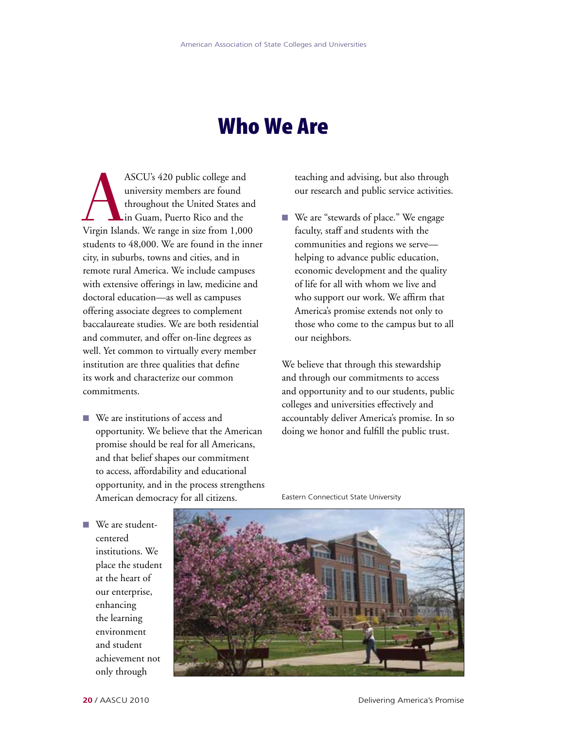# Who We Are

AASCU's 420 public college and university members are found throughout the United States and in Guam, Puerto Rico and the Virgin Islands. We range in size from 1,000 students to 48,000. We are found in the inner city, in suburbs, towns and cities, and in remote rural America. We include campuses with extensive offerings in law, medicine and doctoral education—as well as campuses offering associate degrees to complement baccalaureate studies. We are both residential and commuter, and offer on-line degrees as well. Yet common to virtually every member institution are three qualities that define its work and characterize our common commitments.

- We are institutions of access and opportunity. We believe that the American promise should be real for all Americans, and that belief shapes our commitment to access, affordability and educational opportunity, and in the process strengthens American democracy for all citizens.
- We are student-centered institutions. We place the student at the heart of our enterprise, enhancing the learning environment and student achievement not only through teaching and advising, but also through our research and public service activities.
- We are "stewards of place." We engage faculty, staff and students with the communities and regions we serve—helping to advance public education, economic development and the quality of life for all with whom we live and who support our work. We affirm that America's promise extends not only to those who come to the campus but to all our neighbors.

We believe that through this stewardship and through our commitments to access and opportunity and to our students, public colleges and universities effectively and accountably deliver America's promise. In so doing we honor and fulfill the public trust.

Eastern Connecticut State University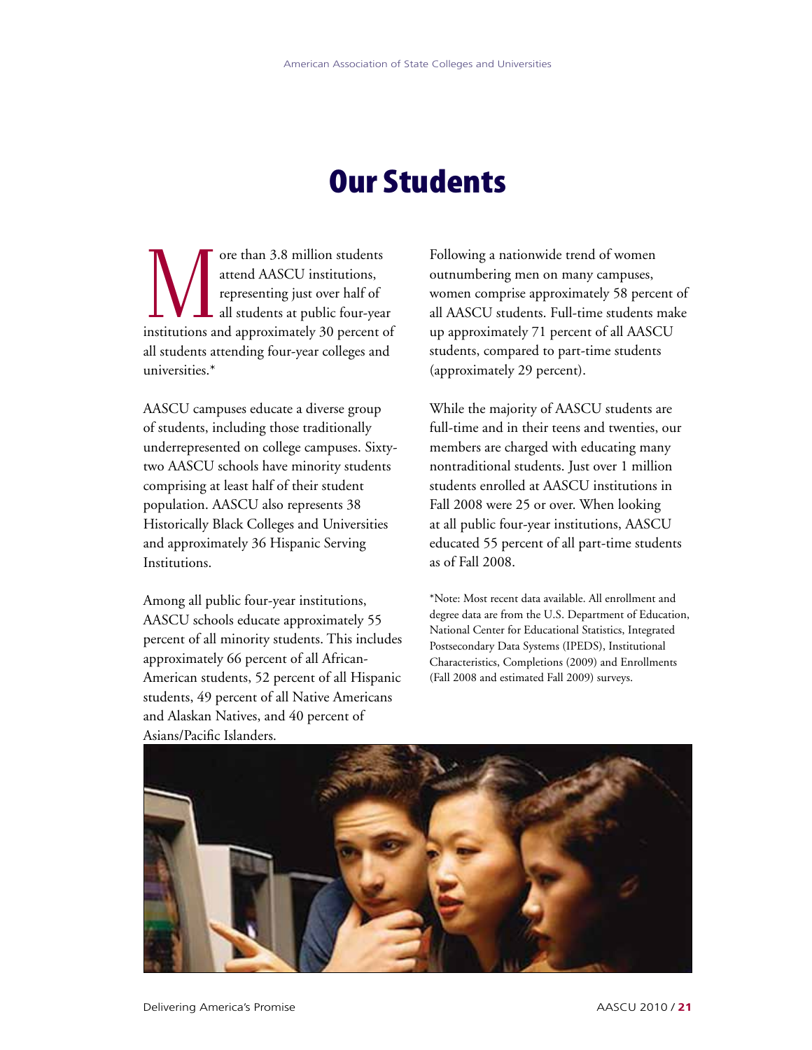# Our Students

More than 3.8 million students attend AASCU institutions, representing just over half of all students at public four-year institutions and approximately 30 percent of all students attending four-year colleges and universities.*

AASCU campuses educate a diverse group of students, including those traditionally underrepresented on college campuses. Sixty-two AASCU schools have minority students comprising at least half of their student population. AASCU also represents 38 Historically Black Colleges and Universities and approximately 36 Hispanic Serving Institutions.

Among all public four-year institutions, AASCU schools educate approximately 55 percent of all minority students. This includes approximately 66 percent of all African-American students, 52 percent of all Hispanic students, 49 percent of all Native Americans and Alaskan Natives, and 40 percent of Asians/Pacific Islanders.

Following a nationwide trend of women outnumbering men on many campuses, women comprise approximately 58 percent of all AASCU students. Full-time students make up approximately 71 percent of all AASCU students, compared to part-time students (approximately 29 percent).

While the majority of AASCU students are full-time and in their teens and twenties, our members are charged with educating many nontraditional students. Just over 1 million students enrolled at AASCU institutions in Fall 2008 were 25 or over. When looking at all public four-year institutions, AASCU educated 55 percent of all part-time students as of Fall 2008.

*Note: Most recent data available. All enrollment and degree data are from the U.S. Department of Education, National Center for Educational Statistics, Integrated Postsecondary Data Systems (IPEDS), Institutional Characteristics, Completions (2009) and Enrollments (Fall 2008 and estimated Fall 2009) surveys.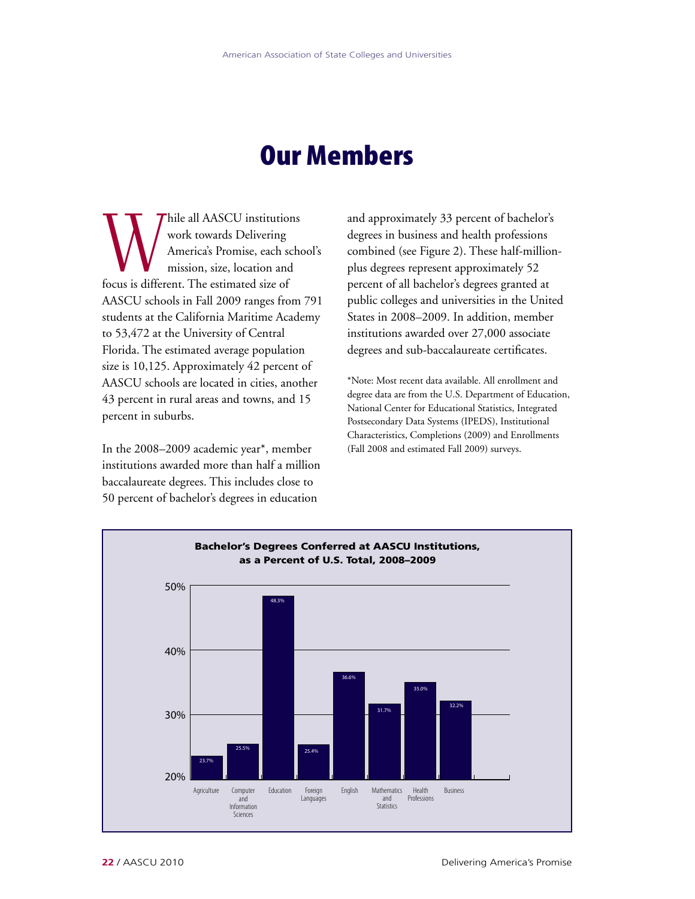# Our Members

While all AASCU institutions work towards Delivering America's Promise, each school's mission, size, location and focus is different. The estimated size of AASCU schools in Fall 2009 ranges from 791 students at the California Maritime Academy to 53,472 at the University of Central Florida. The estimated average population size is 10,125. Approximately 42 percent of AASCU schools are located in cities, another 43 percent in rural areas and towns, and 15 percent in suburbs.

In the 2008–2009 academic year*, member institutions awarded more than half a million baccalaureate degrees. This includes close to 50 percent of bachelor's degrees in education and approximately 33 percent of bachelor's degrees in business and health professions combined (see Figure 2). These half-million-plus degrees represent approximately 52 percent of all bachelor's degrees granted at public colleges and universities in the United States in 2008–2009. In addition, member institutions awarded over 27,000 associate degrees and sub-baccalaureate certificates.

*Note: Most recent data available. All enrollment and degree data are from the U.S. Department of Education, National Center for Educational Statistics, Integrated Postsecondary Data Systems (IPEDS), Institutional Characteristics, Completions (2009) and Enrollments (Fall 2008 and estimated Fall 2009) surveys.

**Bachelor's Degrees Conferred at AASCU Institutions, as a Percent of U.S. Total, 2008–2009**

| Field | Percent |
|---|---|
| Agriculture | 23.7% |
| Computer and Information Sciences | 25.5% |
| Education | 48.3% |
| Foreign Languages | 25.4% |
| English | 36.6% |
| Mathematics and Statistics | 31.7% |
| Health Professions | 35.0% |
| Business | 32.2% |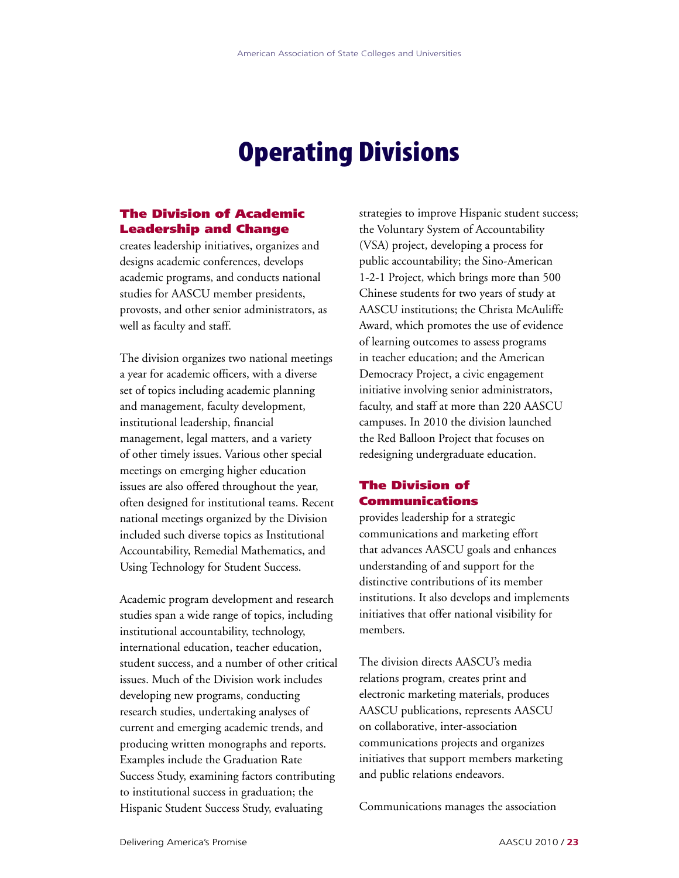# Operating Divisions

### The Division of Academic Leadership and Change

creates leadership initiatives, organizes and designs academic conferences, develops academic programs, and conducts national studies for AASCU member presidents, provosts, and other senior administrators, as well as faculty and staff.

The division organizes two national meetings a year for academic officers, with a diverse set of topics including academic planning and management, faculty development, institutional leadership, financial management, legal matters, and a variety of other timely issues. Various other special meetings on emerging higher education issues are also offered throughout the year, often designed for institutional teams. Recent national meetings organized by the Division included such diverse topics as Institutional Accountability, Remedial Mathematics, and Using Technology for Student Success.

Academic program development and research studies span a wide range of topics, including institutional accountability, technology, international education, teacher education, student success, and a number of other critical issues. Much of the Division work includes developing new programs, conducting research studies, undertaking analyses of current and emerging academic trends, and producing written monographs and reports. Examples include the Graduation Rate Success Study, examining factors contributing to institutional success in graduation; the Hispanic Student Success Study, evaluating strategies to improve Hispanic student success; the Voluntary System of Accountability (VSA) project, developing a process for public accountability; the Sino-American 1-2-1 Project, which brings more than 500 Chinese students for two years of study at AASCU institutions; the Christa McAuliffe Award, which promotes the use of evidence of learning outcomes to assess programs in teacher education; and the American Democracy Project, a civic engagement initiative involving senior administrators, faculty, and staff at more than 220 AASCU campuses. In 2010 the division launched the Red Balloon Project that focuses on redesigning undergraduate education.

### The Division of Communications

provides leadership for a strategic communications and marketing effort that advances AASCU goals and enhances understanding of and support for the distinctive contributions of its member institutions. It also develops and implements initiatives that offer national visibility for members.

The division directs AASCU's media relations program, creates print and electronic marketing materials, produces AASCU publications, represents AASCU on collaborative, inter-association communications projects and organizes initiatives that support members marketing and public relations endeavors.

Communications manages the association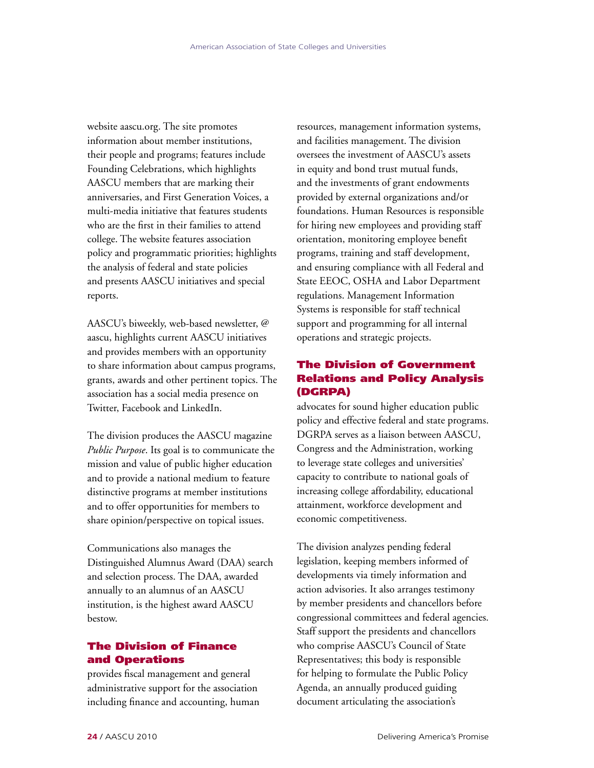website aascu.org. The site promotes information about member institutions, their people and programs; features include Founding Celebrations, which highlights AASCU members that are marking their anniversaries, and First Generation Voices, a multi-media initiative that features students who are the first in their families to attend college. The website features association policy and programmatic priorities; highlights the analysis of federal and state policies and presents AASCU initiatives and special reports.

AASCU's biweekly, web-based newsletter, @ aascu, highlights current AASCU initiatives and provides members with an opportunity to share information about campus programs, grants, awards and other pertinent topics. The association has a social media presence on Twitter, Facebook and LinkedIn.

The division produces the AASCU magazine *Public Purpose*. Its goal is to communicate the mission and value of public higher education and to provide a national medium to feature distinctive programs at member institutions and to offer opportunities for members to share opinion/perspective on topical issues.

Communications also manages the Distinguished Alumnus Award (DAA) search and selection process. The DAA, awarded annually to an alumnus of an AASCU institution, is the highest award AASCU bestow.

### The Division of Finance and Operations

provides fiscal management and general administrative support for the association including finance and accounting, human resources, management information systems, and facilities management. The division oversees the investment of AASCU's assets in equity and bond trust mutual funds, and the investments of grant endowments provided by external organizations and/or foundations. Human Resources is responsible for hiring new employees and providing staff orientation, monitoring employee benefit programs, training and staff development, and ensuring compliance with all Federal and State EEOC, OSHA and Labor Department regulations. Management Information Systems is responsible for staff technical support and programming for all internal operations and strategic projects.

### The Division of Government Relations and Policy Analysis (DGRPA)

advocates for sound higher education public policy and effective federal and state programs. DGRPA serves as a liaison between AASCU, Congress and the Administration, working to leverage state colleges and universities' capacity to contribute to national goals of increasing college affordability, educational attainment, workforce development and economic competitiveness.

The division analyzes pending federal legislation, keeping members informed of developments via timely information and action advisories. It also arranges testimony by member presidents and chancellors before congressional committees and federal agencies. Staff support the presidents and chancellors who comprise AASCU's Council of State Representatives; this body is responsible for helping to formulate the Public Policy Agenda, an annually produced guiding document articulating the association's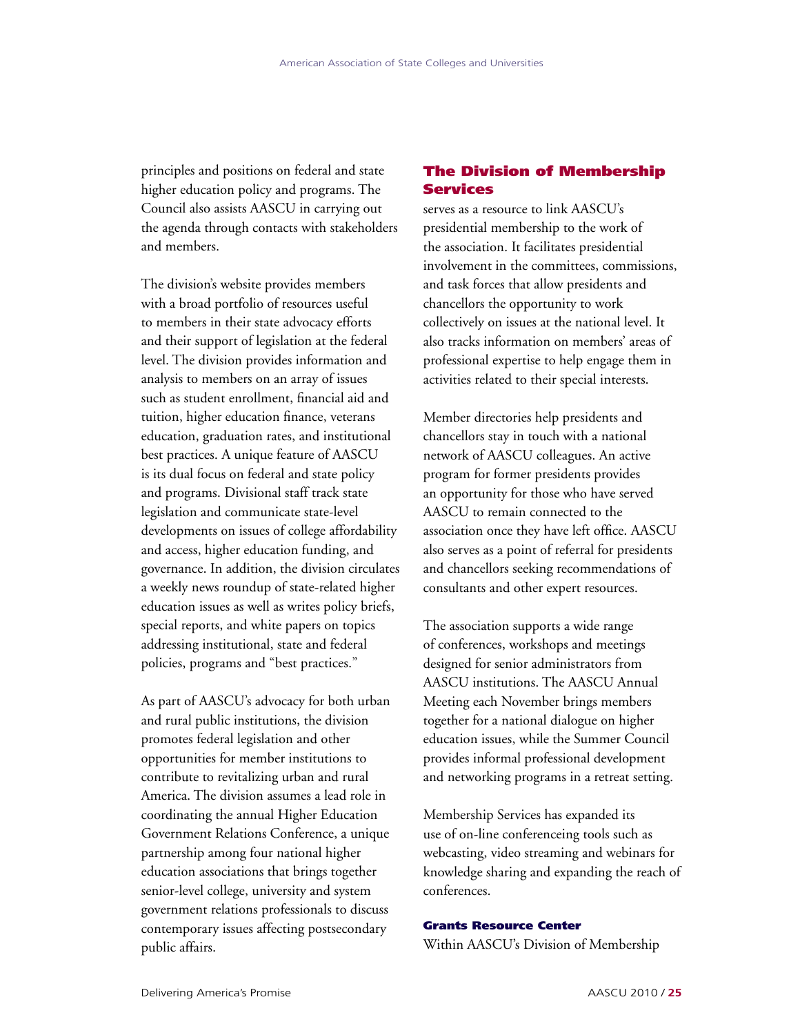principles and positions on federal and state higher education policy and programs. The Council also assists AASCU in carrying out the agenda through contacts with stakeholders and members.

The division's website provides members with a broad portfolio of resources useful to members in their state advocacy efforts and their support of legislation at the federal level. The division provides information and analysis to members on an array of issues such as student enrollment, financial aid and tuition, higher education finance, veterans education, graduation rates, and institutional best practices. A unique feature of AASCU is its dual focus on federal and state policy and programs. Divisional staff track state legislation and communicate state-level developments on issues of college affordability and access, higher education funding, and governance. In addition, the division circulates a weekly news roundup of state-related higher education issues as well as writes policy briefs, special reports, and white papers on topics addressing institutional, state and federal policies, programs and "best practices."

As part of AASCU's advocacy for both urban and rural public institutions, the division promotes federal legislation and other opportunities for member institutions to contribute to revitalizing urban and rural America. The division assumes a lead role in coordinating the annual Higher Education Government Relations Conference, a unique partnership among four national higher education associations that brings together senior-level college, university and system government relations professionals to discuss contemporary issues affecting postsecondary public affairs.

## The Division of Membership Services

serves as a resource to link AASCU's presidential membership to the work of the association. It facilitates presidential involvement in the committees, commissions, and task forces that allow presidents and chancellors the opportunity to work collectively on issues at the national level. It also tracks information on members' areas of professional expertise to help engage them in activities related to their special interests.

Member directories help presidents and chancellors stay in touch with a national network of AASCU colleagues. An active program for former presidents provides an opportunity for those who have served AASCU to remain connected to the association once they have left office. AASCU also serves as a point of referral for presidents and chancellors seeking recommendations of consultants and other expert resources.

The association supports a wide range of conferences, workshops and meetings designed for senior administrators from AASCU institutions. The AASCU Annual Meeting each November brings members together for a national dialogue on higher education issues, while the Summer Council provides informal professional development and networking programs in a retreat setting.

Membership Services has expanded its use of on-line conferenceing tools such as webcasting, video streaming and webinars for knowledge sharing and expanding the reach of conferences.

### Grants Resource Center

Within AASCU's Division of Membership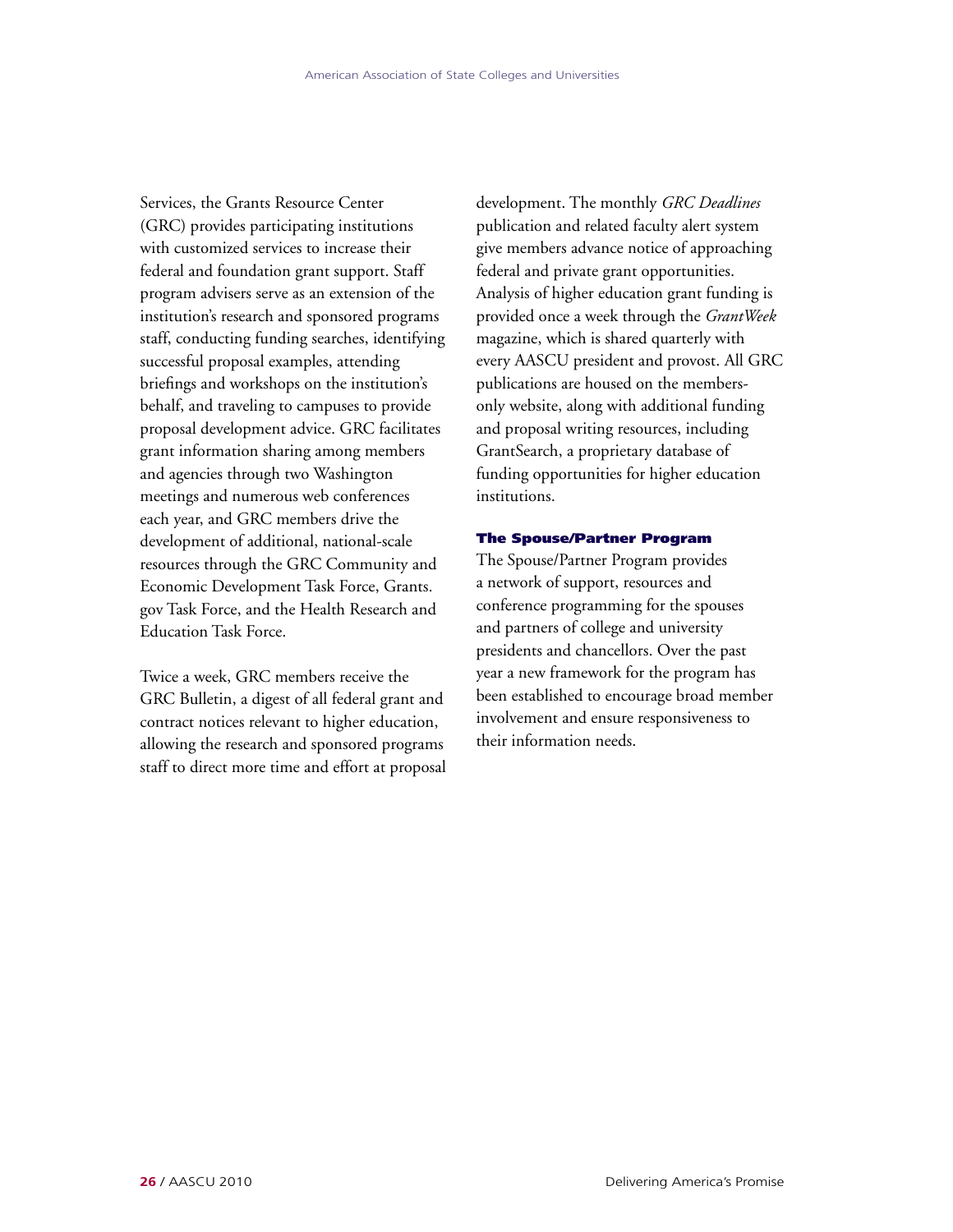Services, the Grants Resource Center (GRC) provides participating institutions with customized services to increase their federal and foundation grant support. Staff program advisers serve as an extension of the institution's research and sponsored programs staff, conducting funding searches, identifying successful proposal examples, attending briefings and workshops on the institution's behalf, and traveling to campuses to provide proposal development advice. GRC facilitates grant information sharing among members and agencies through two Washington meetings and numerous web conferences each year, and GRC members drive the development of additional, national-scale resources through the GRC Community and Economic Development Task Force, Grants.gov Task Force, and the Health Research and Education Task Force.

Twice a week, GRC members receive the GRC Bulletin, a digest of all federal grant and contract notices relevant to higher education, allowing the research and sponsored programs staff to direct more time and effort at proposal development. The monthly *GRC Deadlines* publication and related faculty alert system give members advance notice of approaching federal and private grant opportunities. Analysis of higher education grant funding is provided once a week through the *GrantWeek* magazine, which is shared quarterly with every AASCU president and provost. All GRC publications are housed on the members-only website, along with additional funding and proposal writing resources, including GrantSearch, a proprietary database of funding opportunities for higher education institutions.

### The Spouse/Partner Program

The Spouse/Partner Program provides a network of support, resources and conference programming for the spouses and partners of college and university presidents and chancellors. Over the past year a new framework for the program has been established to encourage broad member involvement and ensure responsiveness to their information needs.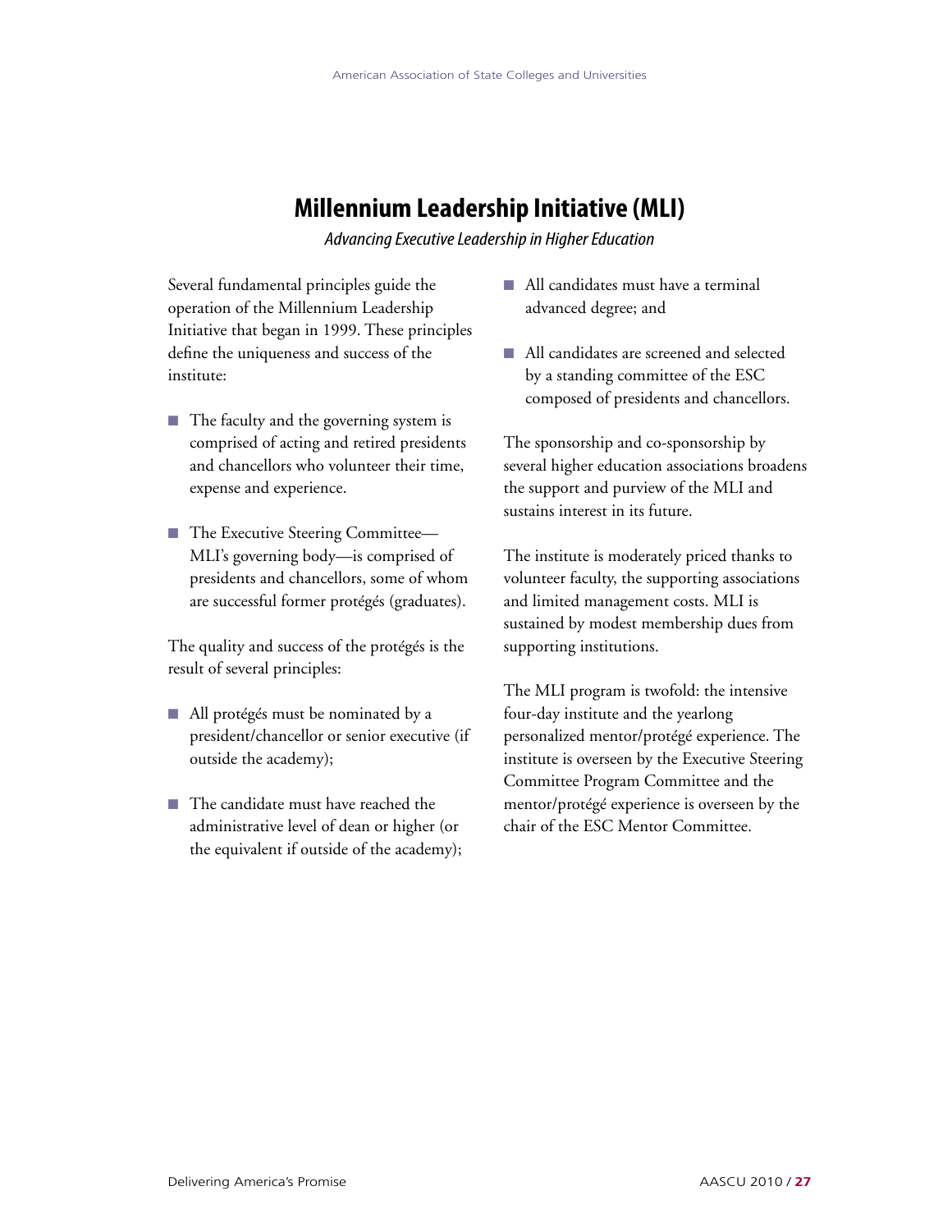# Millennium Leadership Initiative (MLI)

*Advancing Executive Leadership in Higher Education*

Several fundamental principles guide the operation of the Millennium Leadership Initiative that began in 1999. These principles define the uniqueness and success of the institute:

- The faculty and the governing system is comprised of acting and retired presidents and chancellors who volunteer their time, expense and experience.
- The Executive Steering Committee—MLI's governing body—is comprised of presidents and chancellors, some of whom are successful former protégés (graduates).

The quality and success of the protégés is the result of several principles:

- All protégés must be nominated by a president/chancellor or senior executive (if outside the academy);
- The candidate must have reached the administrative level of dean or higher (or the equivalent if outside of the academy);
- All candidates must have a terminal advanced degree; and
- All candidates are screened and selected by a standing committee of the ESC composed of presidents and chancellors.

The sponsorship and co-sponsorship by several higher education associations broadens the support and purview of the MLI and sustains interest in its future.

The institute is moderately priced thanks to volunteer faculty, the supporting associations and limited management costs. MLI is sustained by modest membership dues from supporting institutions.

The MLI program is twofold: the intensive four-day institute and the yearlong personalized mentor/protégé experience. The institute is overseen by the Executive Steering Committee Program Committee and the mentor/protégé experience is overseen by the chair of the ESC Mentor Committee.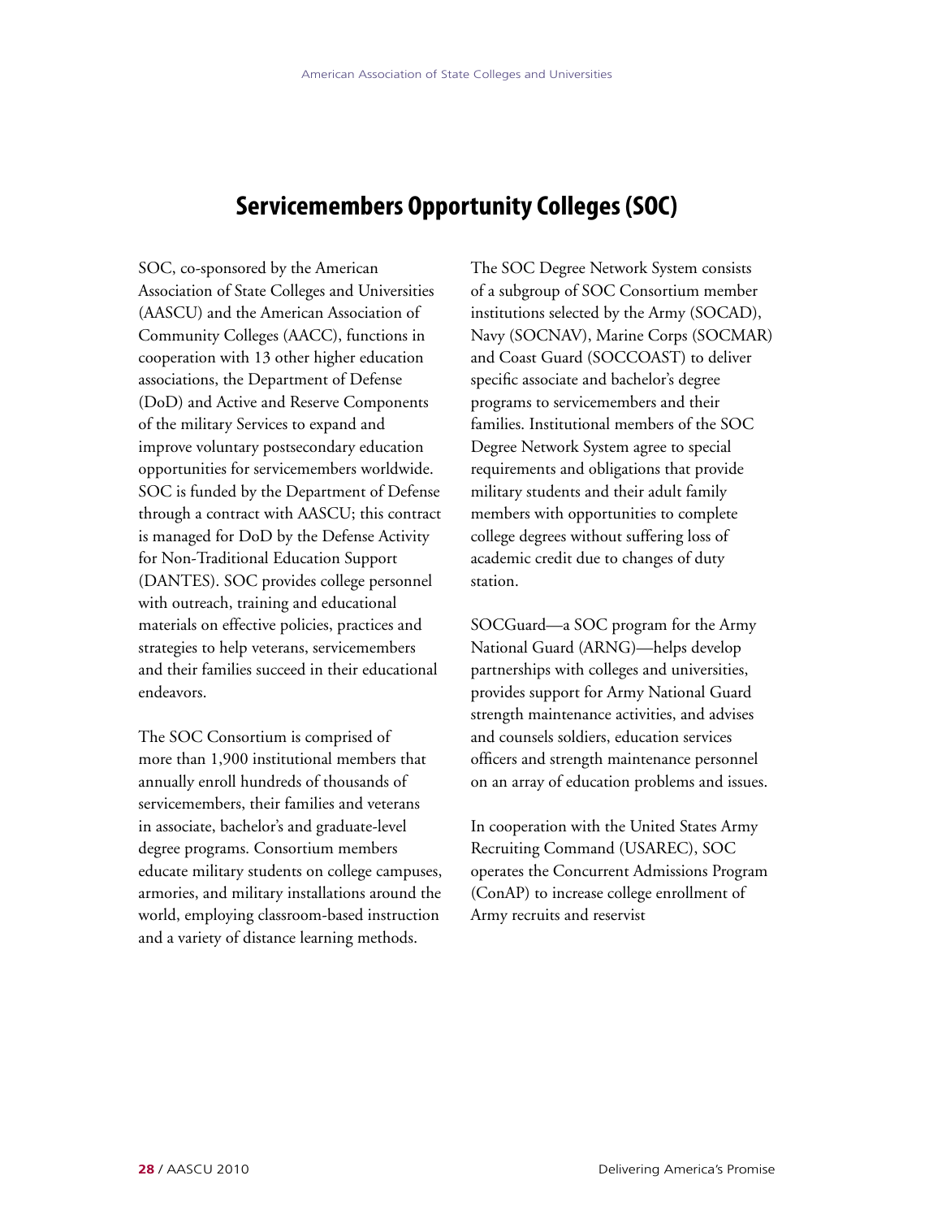# Servicemembers Opportunity Colleges (SOC)

SOC, co-sponsored by the American Association of State Colleges and Universities (AASCU) and the American Association of Community Colleges (AACC), functions in cooperation with 13 other higher education associations, the Department of Defense (DoD) and Active and Reserve Components of the military Services to expand and improve voluntary postsecondary education opportunities for servicemembers worldwide. SOC is funded by the Department of Defense through a contract with AASCU; this contract is managed for DoD by the Defense Activity for Non-Traditional Education Support (DANTES). SOC provides college personnel with outreach, training and educational materials on effective policies, practices and strategies to help veterans, servicemembers and their families succeed in their educational endeavors.

The SOC Consortium is comprised of more than 1,900 institutional members that annually enroll hundreds of thousands of servicemembers, their families and veterans in associate, bachelor's and graduate-level degree programs. Consortium members educate military students on college campuses, armories, and military installations around the world, employing classroom-based instruction and a variety of distance learning methods.

The SOC Degree Network System consists of a subgroup of SOC Consortium member institutions selected by the Army (SOCAD), Navy (SOCNAV), Marine Corps (SOCMAR) and Coast Guard (SOCCOAST) to deliver specific associate and bachelor's degree programs to servicemembers and their families. Institutional members of the SOC Degree Network System agree to special requirements and obligations that provide military students and their adult family members with opportunities to complete college degrees without suffering loss of academic credit due to changes of duty station.

SOCGuard—a SOC program for the Army National Guard (ARNG)—helps develop partnerships with colleges and universities, provides support for Army National Guard strength maintenance activities, and advises and counsels soldiers, education services officers and strength maintenance personnel on an array of education problems and issues.

In cooperation with the United States Army Recruiting Command (USAREC), SOC operates the Concurrent Admissions Program (ConAP) to increase college enrollment of Army recruits and reservist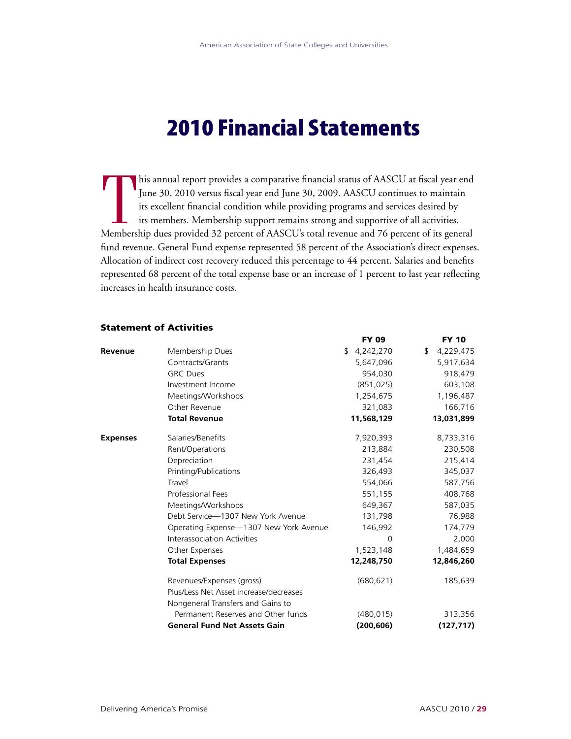# 2010 Financial Statements

This annual report provides a comparative financial status of AASCU at fiscal year end June 30, 2010 versus fiscal year end June 30, 2009. AASCU continues to maintain its excellent financial condition while providing programs and services desired by its members. Membership support remains strong and supportive of all activities. Membership dues provided 32 percent of AASCU's total revenue and 76 percent of its general fund revenue. General Fund expense represented 58 percent of the Association's direct expenses. Allocation of indirect cost recovery reduced this percentage to 44 percent. Salaries and benefits represented 68 percent of the total expense base or an increase of 1 percent to last year reflecting increases in health insurance costs.

### Statement of Activities

| | | FY 09 | FY 10 |
|---|---|---|---|
| **Revenue** | Membership Dues | $ 4,242,270 | $ 4,229,475 |
| | Contracts/Grants | 5,647,096 | 5,917,634 |
| | GRC Dues | 954,030 | 918,479 |
| | Investment Income | (851,025) | 603,108 |
| | Meetings/Workshops | 1,254,675 | 1,196,487 |
| | Other Revenue | 321,083 | 166,716 |
| | **Total Revenue** | **11,568,129** | **13,031,899** |
| **Expenses** | Salaries/Benefits | 7,920,393 | 8,733,316 |
| | Rent/Operations | 213,884 | 230,508 |
| | Depreciation | 231,454 | 215,414 |
| | Printing/Publications | 326,493 | 345,037 |
| | Travel | 554,066 | 587,756 |
| | Professional Fees | 551,155 | 408,768 |
| | Meetings/Workshops | 649,367 | 587,035 |
| | Debt Service—1307 New York Avenue | 131,798 | 76,988 |
| | Operating Expense—1307 New York Avenue | 146,992 | 174,779 |
| | Interassociation Activities | 0 | 2,000 |
| | Other Expenses | 1,523,148 | 1,484,659 |
| | **Total Expenses** | **12,248,750** | **12,846,260** |
| | Revenues/Expenses (gross) | (680,621) | 185,639 |
| | Plus/Less Net Asset increase/decreases Nongeneral Transfers and Gains to Permanent Reserves and Other funds | (480,015) | 313,356 |
| | **General Fund Net Assets Gain** | **(200,606)** | **(127,717)** |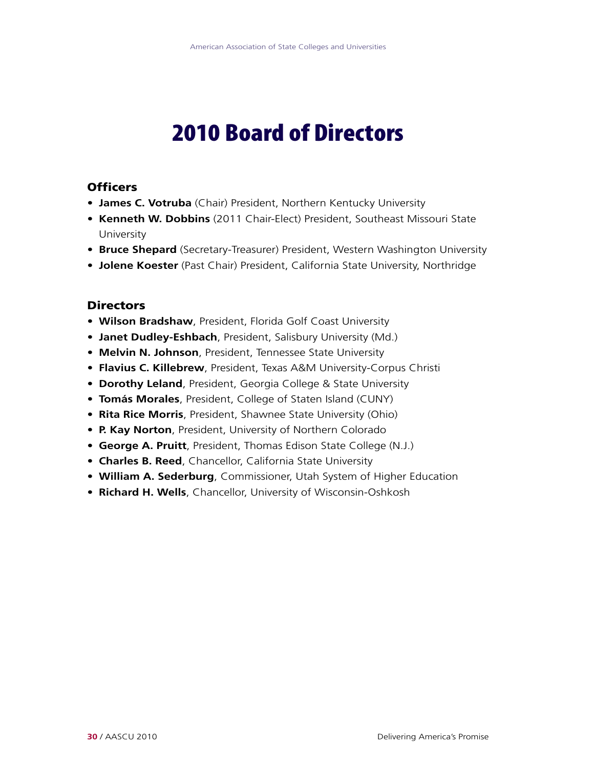# 2010 Board of Directors

## Officers

- **James C. Votruba** (Chair) President, Northern Kentucky University
- **Kenneth W. Dobbins** (2011 Chair-Elect) President, Southeast Missouri State University
- **Bruce Shepard** (Secretary-Treasurer) President, Western Washington University
- **Jolene Koester** (Past Chair) President, California State University, Northridge

## Directors

- **Wilson Bradshaw**, President, Florida Golf Coast University
- **Janet Dudley-Eshbach**, President, Salisbury University (Md.)
- **Melvin N. Johnson**, President, Tennessee State University
- **Flavius C. Killebrew**, President, Texas A&M University-Corpus Christi
- **Dorothy Leland**, President, Georgia College & State University
- **Tomás Morales**, President, College of Staten Island (CUNY)
- **Rita Rice Morris**, President, Shawnee State University (Ohio)
- **P. Kay Norton**, President, University of Northern Colorado
- **George A. Pruitt**, President, Thomas Edison State College (N.J.)
- **Charles B. Reed**, Chancellor, California State University
- **William A. Sederburg**, Commissioner, Utah System of Higher Education
- **Richard H. Wells**, Chancellor, University of Wisconsin-Oshkosh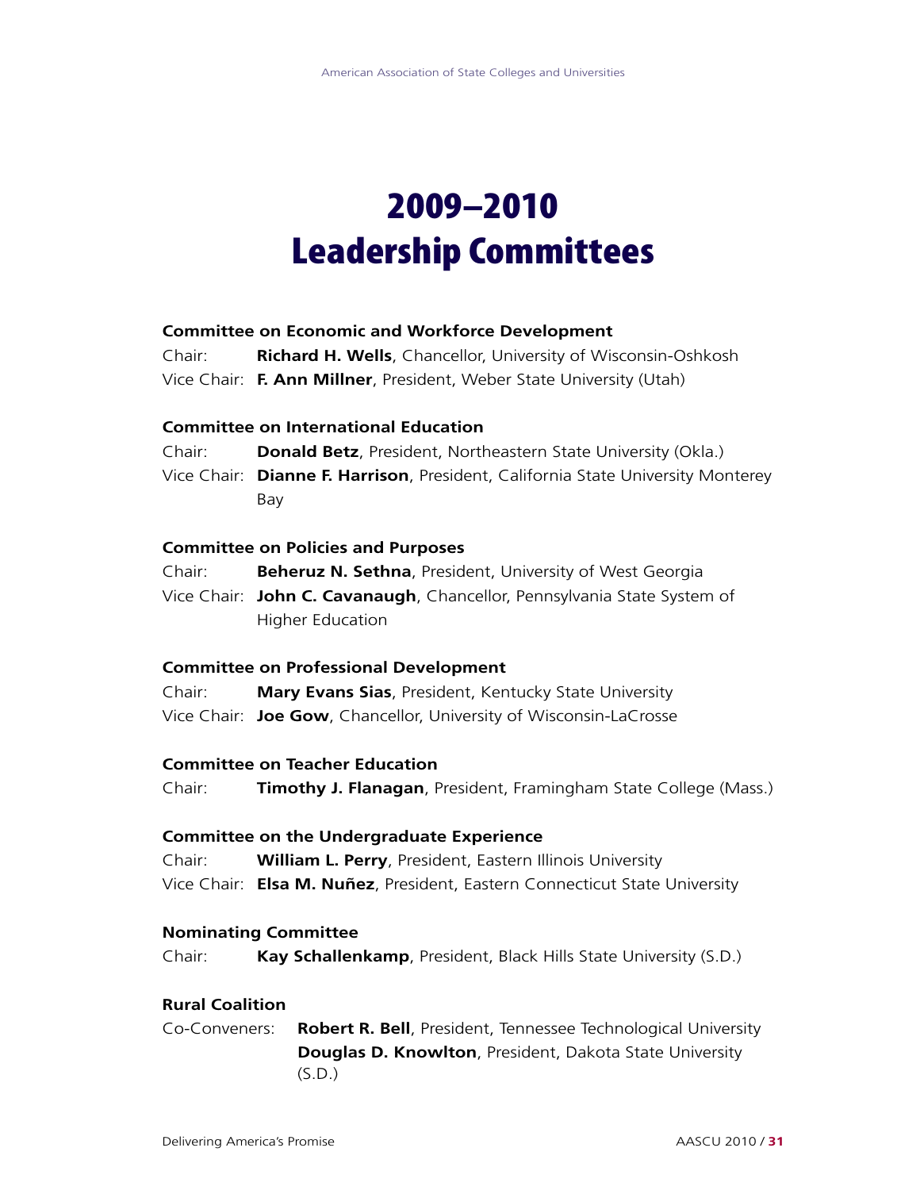# 2009–2010 Leadership Committees

### Committee on Economic and Workforce Development

Chair: **Richard H. Wells**, Chancellor, University of Wisconsin-Oshkosh
Vice Chair: **F. Ann Millner**, President, Weber State University (Utah)

### Committee on International Education

Chair: **Donald Betz**, President, Northeastern State University (Okla.)
Vice Chair: **Dianne F. Harrison**, President, California State University Monterey Bay

### Committee on Policies and Purposes

Chair: **Beheruz N. Sethna**, President, University of West Georgia
Vice Chair: **John C. Cavanaugh**, Chancellor, Pennsylvania State System of Higher Education

### Committee on Professional Development

Chair: **Mary Evans Sias**, President, Kentucky State University
Vice Chair: **Joe Gow**, Chancellor, University of Wisconsin-LaCrosse

### Committee on Teacher Education

Chair: **Timothy J. Flanagan**, President, Framingham State College (Mass.)

### Committee on the Undergraduate Experience

Chair: **William L. Perry**, President, Eastern Illinois University
Vice Chair: **Elsa M. Nuñez**, President, Eastern Connecticut State University

### Nominating Committee

Chair: **Kay Schallenkamp**, President, Black Hills State University (S.D.)

### Rural Coalition

Co-Conveners: **Robert R. Bell**, President, Tennessee Technological University
**Douglas D. Knowlton**, President, Dakota State University (S.D.)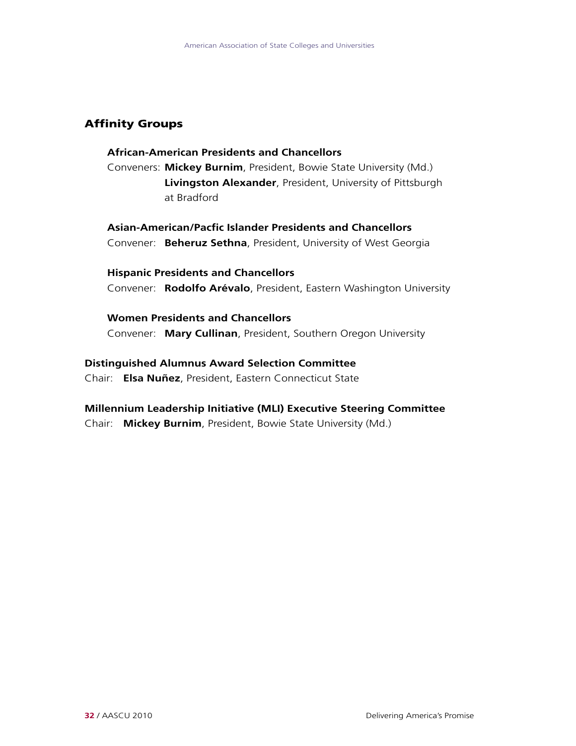## Affinity Groups

### African-American Presidents and Chancellors

Conveners: **Mickey Burnim**, President, Bowie State University (Md.)
**Livingston Alexander**, President, University of Pittsburgh at Bradford

### Asian-American/Pacfic Islander Presidents and Chancellors

Convener: **Beheruz Sethna**, President, University of West Georgia

### Hispanic Presidents and Chancellors

Convener: **Rodolfo Arévalo**, President, Eastern Washington University

### Women Presidents and Chancellors

Convener: **Mary Cullinan**, President, Southern Oregon University

## Distinguished Alumnus Award Selection Committee

Chair: **Elsa Nuñez**, President, Eastern Connecticut State

## Millennium Leadership Initiative (MLI) Executive Steering Committee

Chair: **Mickey Burnim**, President, Bowie State University (Md.)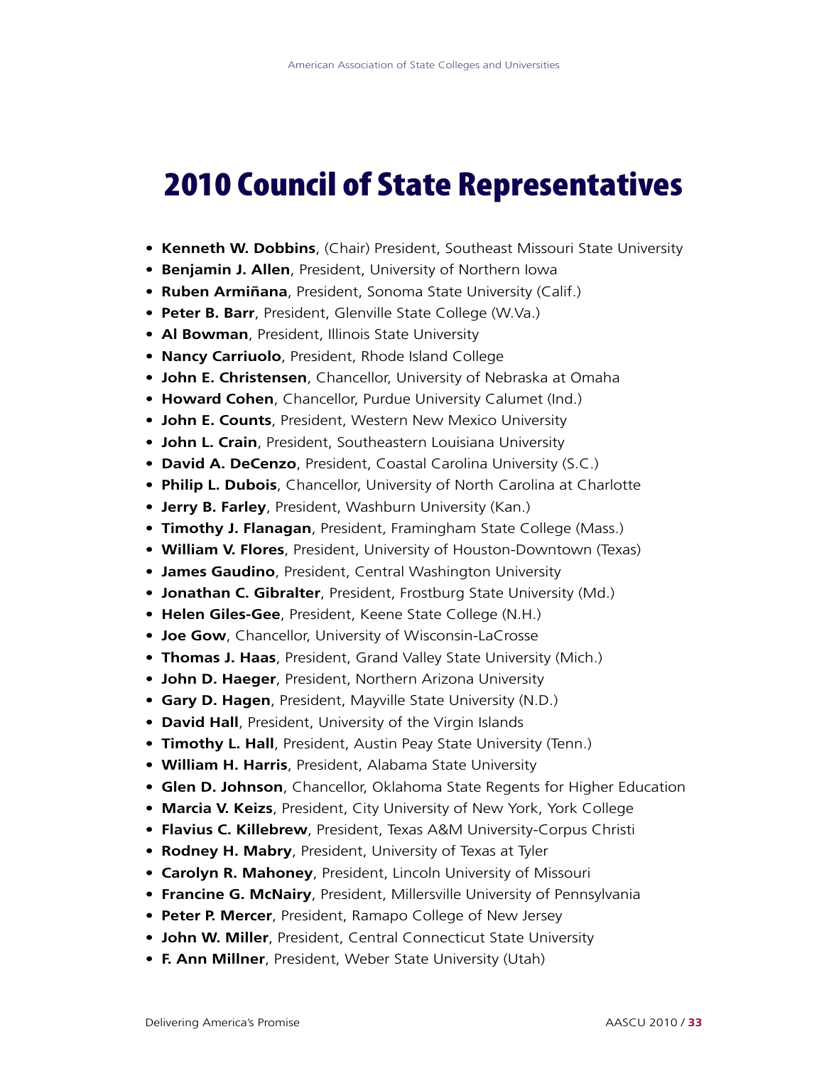# 2010 Council of State Representatives

- **Kenneth W. Dobbins**, (Chair) President, Southeast Missouri State University
- **Benjamin J. Allen**, President, University of Northern Iowa
- **Ruben Armiñana**, President, Sonoma State University (Calif.)
- **Peter B. Barr**, President, Glenville State College (W.Va.)
- **Al Bowman**, President, Illinois State University
- **Nancy Carriuolo**, President, Rhode Island College
- **John E. Christensen**, Chancellor, University of Nebraska at Omaha
- **Howard Cohen**, Chancellor, Purdue University Calumet (Ind.)
- **John E. Counts**, President, Western New Mexico University
- **John L. Crain**, President, Southeastern Louisiana University
- **David A. DeCenzo**, President, Coastal Carolina University (S.C.)
- **Philip L. Dubois**, Chancellor, University of North Carolina at Charlotte
- **Jerry B. Farley**, President, Washburn University (Kan.)
- **Timothy J. Flanagan**, President, Framingham State College (Mass.)
- **William V. Flores**, President, University of Houston-Downtown (Texas)
- **James Gaudino**, President, Central Washington University
- **Jonathan C. Gibralter**, President, Frostburg State University (Md.)
- **Helen Giles-Gee**, President, Keene State College (N.H.)
- **Joe Gow**, Chancellor, University of Wisconsin-LaCrosse
- **Thomas J. Haas**, President, Grand Valley State University (Mich.)
- **John D. Haeger**, President, Northern Arizona University
- **Gary D. Hagen**, President, Mayville State University (N.D.)
- **David Hall**, President, University of the Virgin Islands
- **Timothy L. Hall**, President, Austin Peay State University (Tenn.)
- **William H. Harris**, President, Alabama State University
- **Glen D. Johnson**, Chancellor, Oklahoma State Regents for Higher Education
- **Marcia V. Keizs**, President, City University of New York, York College
- **Flavius C. Killebrew**, President, Texas A&M University-Corpus Christi
- **Rodney H. Mabry**, President, University of Texas at Tyler
- **Carolyn R. Mahoney**, President, Lincoln University of Missouri
- **Francine G. McNairy**, President, Millersville University of Pennsylvania
- **Peter P. Mercer**, President, Ramapo College of New Jersey
- **John W. Miller**, President, Central Connecticut State University
- **F. Ann Millner**, President, Weber State University (Utah)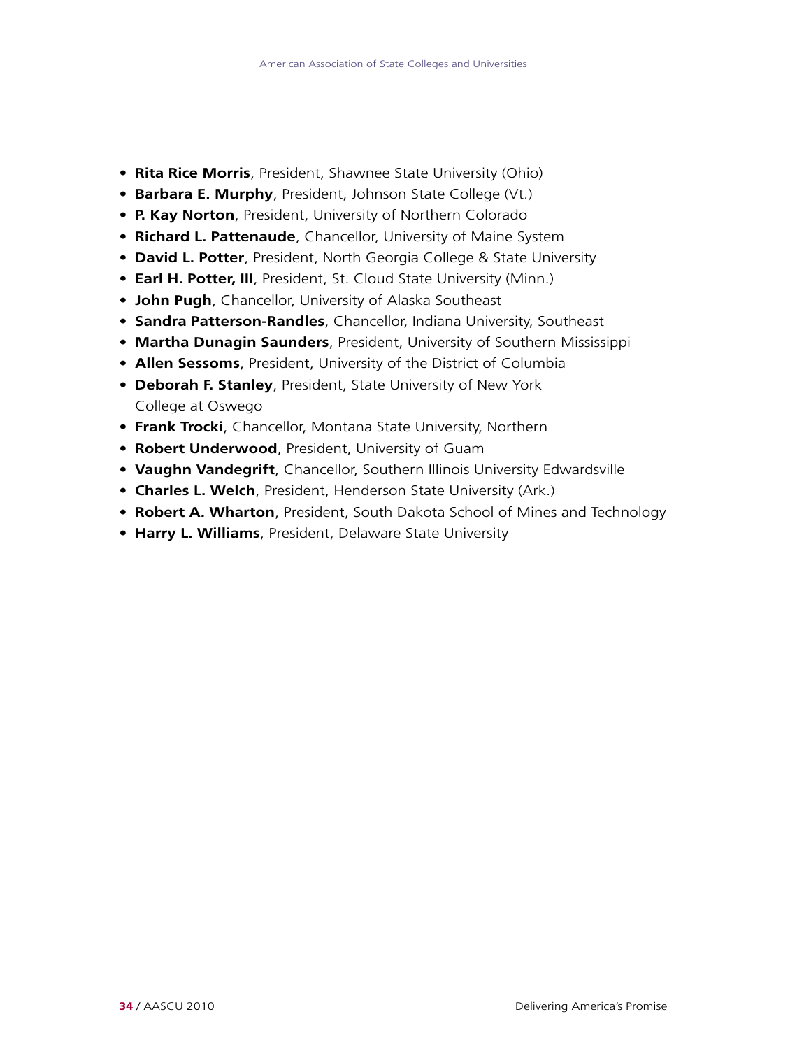- **Rita Rice Morris**, President, Shawnee State University (Ohio)
- **Barbara E. Murphy**, President, Johnson State College (Vt.)
- **P. Kay Norton**, President, University of Northern Colorado
- **Richard L. Pattenaude**, Chancellor, University of Maine System
- **David L. Potter**, President, North Georgia College & State University
- **Earl H. Potter, III**, President, St. Cloud State University (Minn.)
- **John Pugh**, Chancellor, University of Alaska Southeast
- **Sandra Patterson-Randles**, Chancellor, Indiana University, Southeast
- **Martha Dunagin Saunders**, President, University of Southern Mississippi
- **Allen Sessoms**, President, University of the District of Columbia
- **Deborah F. Stanley**, President, State University of New York College at Oswego
- **Frank Trocki**, Chancellor, Montana State University, Northern
- **Robert Underwood**, President, University of Guam
- **Vaughn Vandegrift**, Chancellor, Southern Illinois University Edwardsville
- **Charles L. Welch**, President, Henderson State University (Ark.)
- **Robert A. Wharton**, President, South Dakota School of Mines and Technology
- **Harry L. Williams**, President, Delaware State University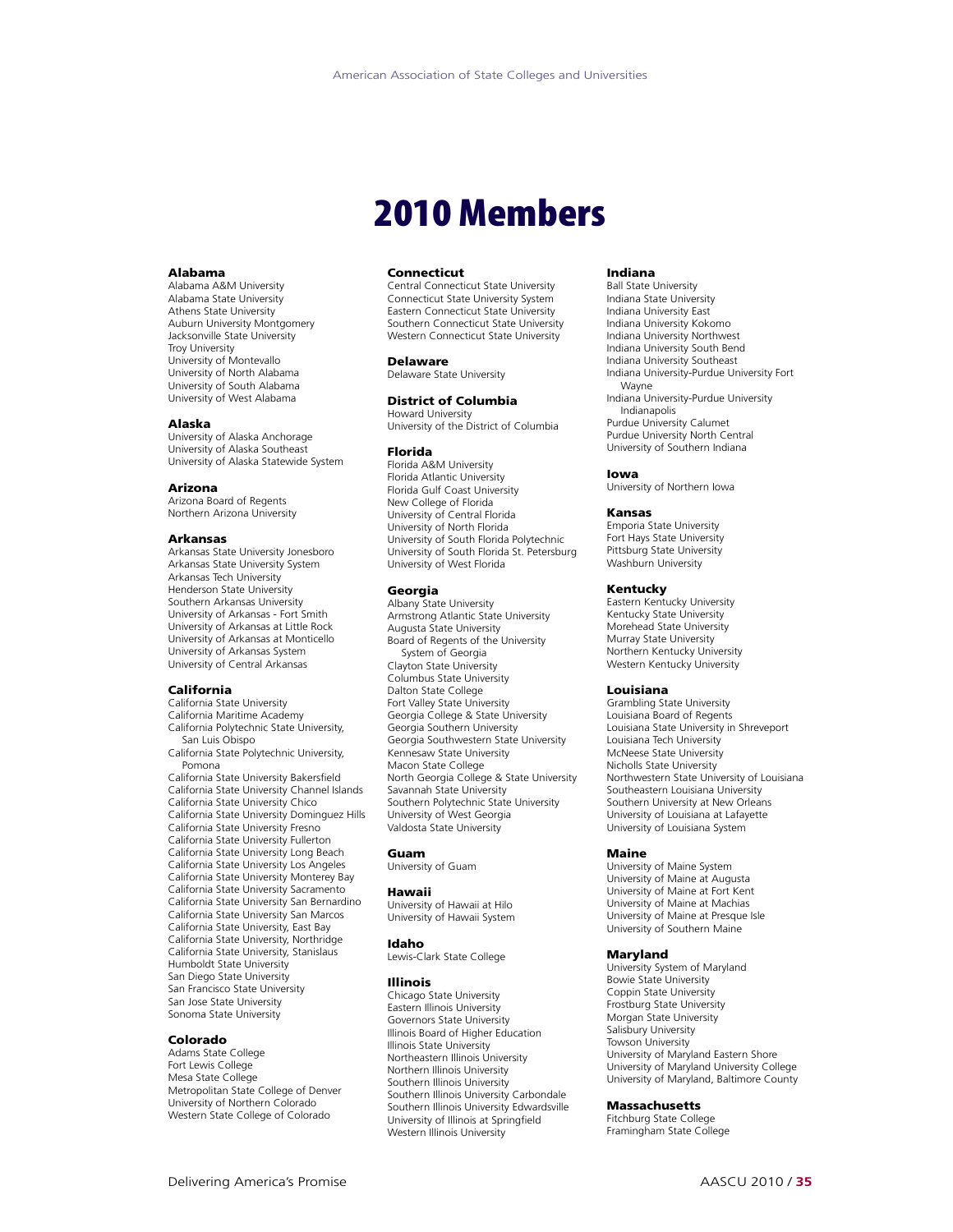# 2010 Members

**Alabama**
Alabama A&M University
Alabama State University
Athens State University
Auburn University Montgomery
Jacksonville State University
Troy University
University of Montevallo
University of North Alabama
University of South Alabama
University of West Alabama

**Alaska**
University of Alaska Anchorage
University of Alaska Southeast
University of Alaska Statewide System

**Arizona**
Arizona Board of Regents
Northern Arizona University

**Arkansas**
Arkansas State University Jonesboro
Arkansas State University System
Arkansas Tech University
Henderson State University
Southern Arkansas University
University of Arkansas - Fort Smith
University of Arkansas at Little Rock
University of Arkansas at Monticello
University of Arkansas System
University of Central Arkansas

**California**
California State University
California Maritime Academy
California Polytechnic State University, San Luis Obispo
California State Polytechnic University, Pomona
California State University Bakersfield
California State University Channel Islands
California State University Chico
California State University Dominguez Hills
California State University Fresno
California State University Fullerton
California State University Long Beach
California State University Los Angeles
California State University Monterey Bay
California State University Sacramento
California State University San Bernardino
California State University San Marcos
California State University, East Bay
California State University, Northridge
California State University, Stanislaus
Humboldt State University
San Diego State University
San Francisco State University
San Jose State University
Sonoma State University

**Colorado**
Adams State College
Fort Lewis College
Mesa State College
Metropolitan State College of Denver
University of Northern Colorado
Western State College of Colorado

**Connecticut**
Central Connecticut State University
Connecticut State University System
Eastern Connecticut State University
Southern Connecticut State University
Western Connecticut State University

**Delaware**
Delaware State University

**District of Columbia**
Howard University
University of the District of Columbia

**Florida**
Florida A&M University
Florida Atlantic University
Florida Gulf Coast University
New College of Florida
University of Central Florida
University of North Florida
University of South Florida Polytechnic
University of South Florida St. Petersburg
University of West Florida

**Georgia**
Albany State University
Armstrong Atlantic State University
Augusta State University
Board of Regents of the University System of Georgia
Clayton State University
Columbus State University
Dalton State College
Fort Valley State University
Georgia College & State University
Georgia Southern University
Georgia Southwestern State University
Kennesaw State University
Macon State College
North Georgia College & State University
Savannah State University
Southern Polytechnic State University
University of West Georgia
Valdosta State University

**Guam**
University of Guam

**Hawaii**
University of Hawaii at Hilo
University of Hawaii System

**Idaho**
Lewis-Clark State College

**Illinois**
Chicago State University
Eastern Illinois University
Governors State University
Illinois Board of Higher Education
Illinois State University
Northeastern Illinois University
Northern Illinois University
Southern Illinois University
Southern Illinois University Carbondale
Southern Illinois University Edwardsville
University of Illinois at Springfield
Western Illinois University

**Indiana**
Ball State University
Indiana State University
Indiana University East
Indiana University Kokomo
Indiana University Northwest
Indiana University South Bend
Indiana University Southeast
Indiana University-Purdue University Fort Wayne
Indiana University-Purdue University Indianapolis
Purdue University Calumet
Purdue University North Central
University of Southern Indiana

**Iowa**
University of Northern Iowa

**Kansas**
Emporia State University
Fort Hays State University
Pittsburg State University
Washburn University

**Kentucky**
Eastern Kentucky University
Kentucky State University
Morehead State University
Murray State University
Northern Kentucky University
Western Kentucky University

**Louisiana**
Grambling State University
Louisiana Board of Regents
Louisiana State University in Shreveport
Louisiana Tech University
McNeese State University
Nicholls State University
Northwestern State University of Louisiana
Southeastern Louisiana University
Southern University at New Orleans
University of Louisiana at Lafayette
University of Louisiana System

**Maine**
University of Maine System
University of Maine at Augusta
University of Maine at Fort Kent
University of Maine at Machias
University of Maine at Presque Isle
University of Southern Maine

**Maryland**
University System of Maryland
Bowie State University
Coppin State University
Frostburg State University
Morgan State University
Salisbury University
Towson University
University of Maryland Eastern Shore
University of Maryland University College
University of Maryland, Baltimore County

**Massachusetts**
Fitchburg State College
Framingham State College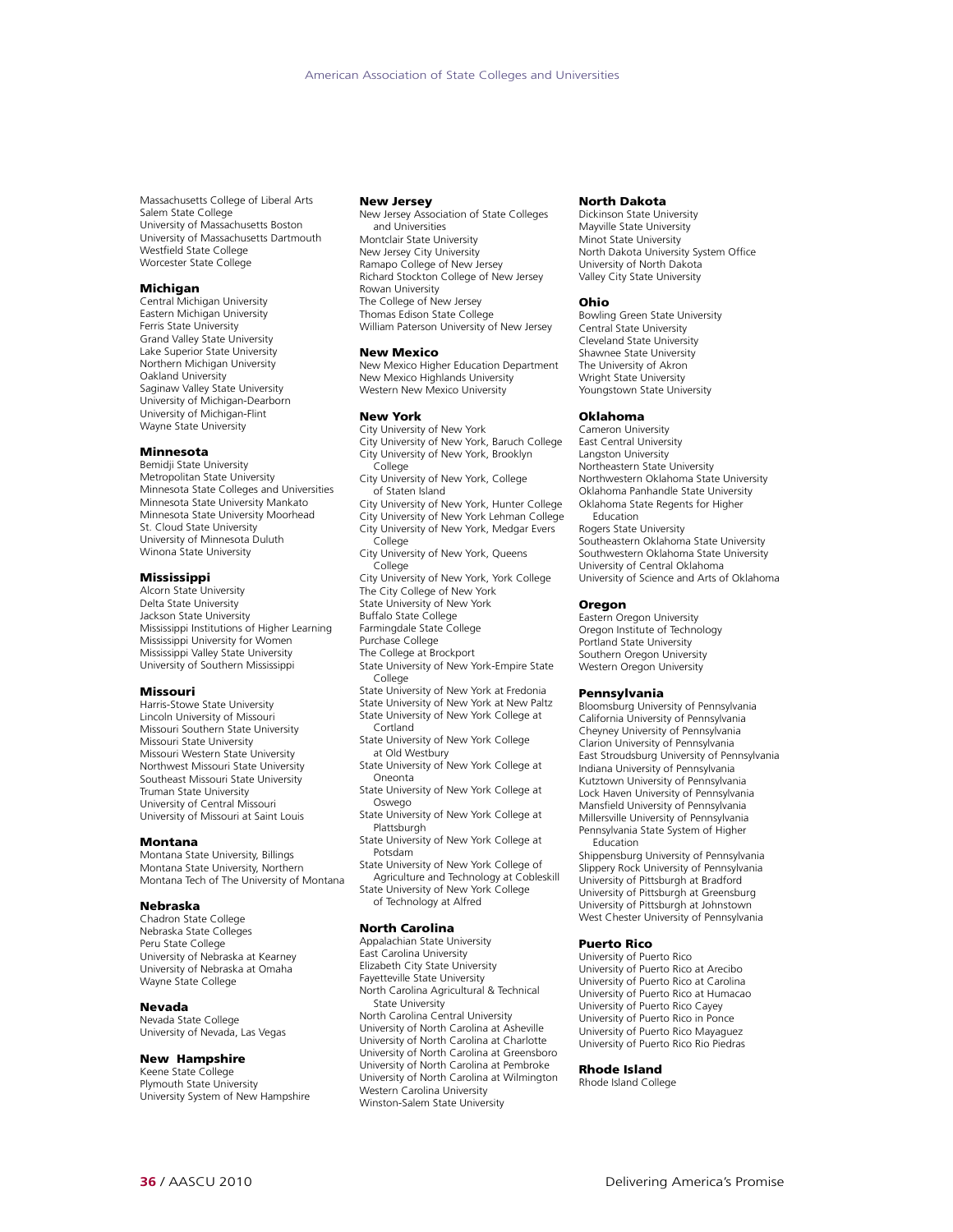Massachusetts College of Liberal Arts
Salem State College
University of Massachusetts Boston
University of Massachusetts Dartmouth
Westfield State College
Worcester State College

### Michigan

Central Michigan University
Eastern Michigan University
Ferris State University
Grand Valley State University
Lake Superior State University
Northern Michigan University
Oakland University
Saginaw Valley State University
University of Michigan-Dearborn
University of Michigan-Flint
Wayne State University

### Minnesota

Bemidji State University
Metropolitan State University
Minnesota State Colleges and Universities
Minnesota State University Mankato
Minnesota State University Moorhead
St. Cloud State University
University of Minnesota Duluth
Winona State University

### Mississippi

Alcorn State University
Delta State University
Jackson State University
Mississippi Institutions of Higher Learning
Mississippi University for Women
Mississippi Valley State University
University of Southern Mississippi

### Missouri

Harris-Stowe State University
Lincoln University of Missouri
Missouri Southern State University
Missouri State University
Missouri Western State University
Northwest Missouri State University
Southeast Missouri State University
Truman State University
University of Central Missouri
University of Missouri at Saint Louis

### Montana

Montana State University, Billings
Montana State University, Northern
Montana Tech of The University of Montana

### Nebraska

Chadron State College
Nebraska State Colleges
Peru State College
University of Nebraska at Kearney
University of Nebraska at Omaha
Wayne State College

### Nevada

Nevada State College
University of Nevada, Las Vegas

### New Hampshire

Keene State College
Plymouth State University
University System of New Hampshire

### New Jersey

New Jersey Association of State Colleges and Universities
Montclair State University
New Jersey City University
Ramapo College of New Jersey
Richard Stockton College of New Jersey
Rowan University
The College of New Jersey
Thomas Edison State College
William Paterson University of New Jersey

### New Mexico

New Mexico Higher Education Department
New Mexico Highlands University
Western New Mexico University

### New York

City University of New York
City University of New York, Baruch College
City University of New York, Brooklyn College
City University of New York, College of Staten Island
City University of New York, Hunter College
City University of New York Lehman College
City University of New York, Medgar Evers College
City University of New York, Queens College
City University of New York, York College
The City College of New York
State University of New York
Buffalo State College
Farmingdale State College
Purchase College
The College at Brockport
State University of New York-Empire State College
State University of New York at Fredonia
State University of New York at New Paltz
State University of New York College at Cortland
State University of New York College at Old Westbury
State University of New York College at Oneonta
State University of New York College at Oswego
State University of New York College at Plattsburgh
State University of New York College at Potsdam
State University of New York College of Agriculture and Technology at Cobleskill
State University of New York College of Technology at Alfred

### North Carolina

Appalachian State University
East Carolina University
Elizabeth City State University
Fayetteville State University
North Carolina Agricultural & Technical State University
North Carolina Central University
University of North Carolina at Asheville
University of North Carolina at Charlotte
University of North Carolina at Greensboro
University of North Carolina at Pembroke
University of North Carolina at Wilmington
Western Carolina University
Winston-Salem State University

### North Dakota

Dickinson State University
Mayville State University
Minot State University
North Dakota University System Office
University of North Dakota
Valley City State University

### Ohio

Bowling Green State University
Central State University
Cleveland State University
Shawnee State University
The University of Akron
Wright State University
Youngstown State University

### Oklahoma

Cameron University
East Central University
Langston University
Northeastern State University
Northwestern Oklahoma State University
Oklahoma Panhandle State University
Oklahoma State Regents for Higher Education
Rogers State University
Southeastern Oklahoma State University
Southwestern Oklahoma State University
University of Central Oklahoma
University of Science and Arts of Oklahoma

### Oregon

Eastern Oregon University
Oregon Institute of Technology
Portland State University
Southern Oregon University
Western Oregon University

### Pennsylvania

Bloomsburg University of Pennsylvania
California University of Pennsylvania
Cheyney University of Pennsylvania
Clarion University of Pennsylvania
East Stroudsburg University of Pennsylvania
Indiana University of Pennsylvania
Kutztown University of Pennsylvania
Lock Haven University of Pennsylvania
Mansfield University of Pennsylvania
Millersville University of Pennsylvania
Pennsylvania State System of Higher Education
Shippensburg University of Pennsylvania
Slippery Rock University of Pennsylvania
University of Pittsburgh at Bradford
University of Pittsburgh at Greensburg
University of Pittsburgh at Johnstown
West Chester University of Pennsylvania

### Puerto Rico

University of Puerto Rico
University of Puerto Rico at Arecibo
University of Puerto Rico at Carolina
University of Puerto Rico at Humacao
University of Puerto Rico Cayey
University of Puerto Rico in Ponce
University of Puerto Rico Mayaguez
University of Puerto Rico Rio Piedras

### Rhode Island

Rhode Island College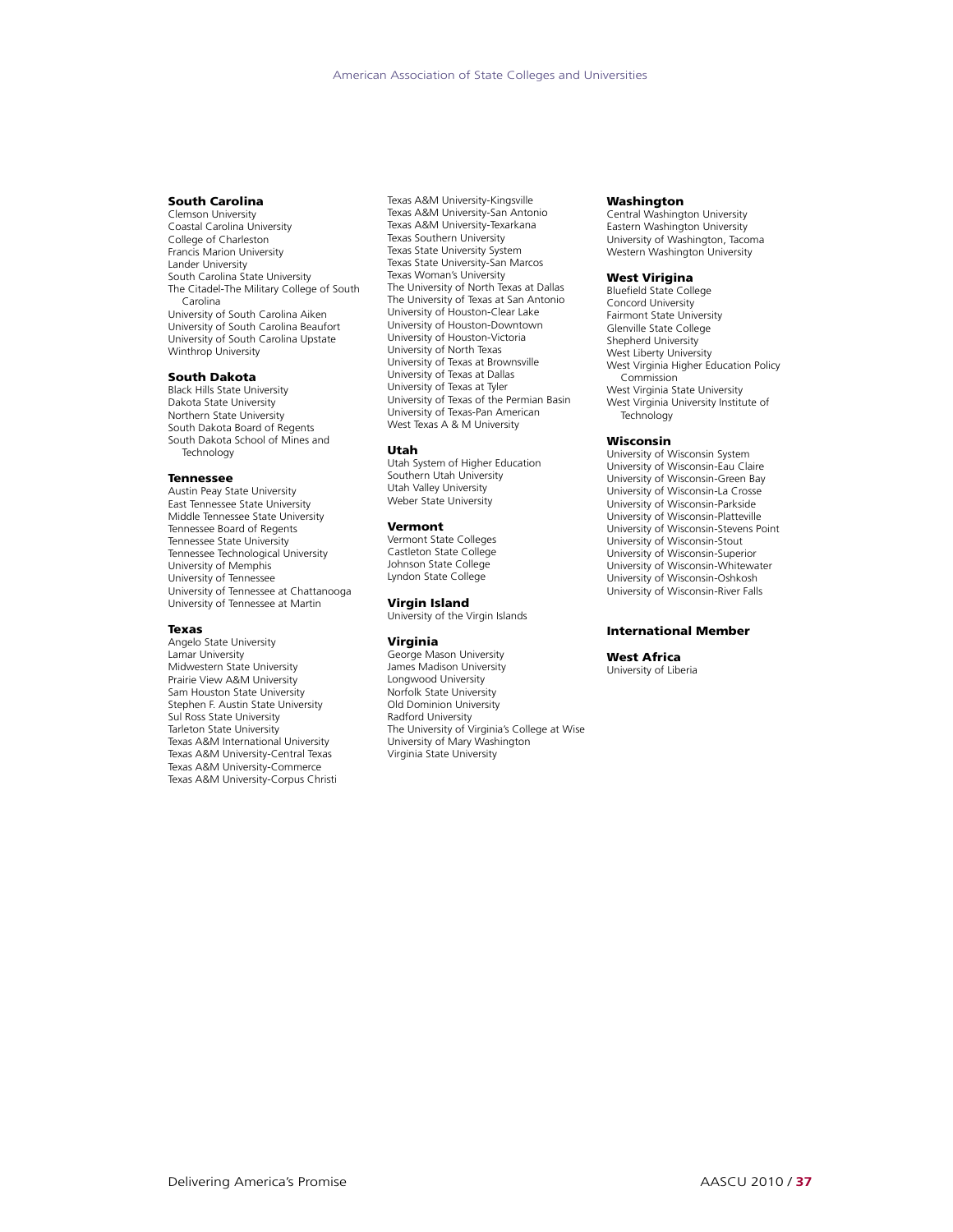### South Carolina

Clemson University
Coastal Carolina University
College of Charleston
Francis Marion University
Lander University
South Carolina State University
The Citadel-The Military College of South Carolina
University of South Carolina Aiken
University of South Carolina Beaufort
University of South Carolina Upstate
Winthrop University

### South Dakota

Black Hills State University
Dakota State University
Northern State University
South Dakota Board of Regents
South Dakota School of Mines and Technology

### Tennessee

Austin Peay State University
East Tennessee State University
Middle Tennessee State University
Tennessee Board of Regents
Tennessee State University
Tennessee Technological University
University of Memphis
University of Tennessee
University of Tennessee at Chattanooga
University of Tennessee at Martin

### Texas

Angelo State University
Lamar University
Midwestern State University
Prairie View A&M University
Sam Houston State University
Stephen F. Austin State University
Sul Ross State University
Tarleton State University
Texas A&M International University
Texas A&M University-Central Texas
Texas A&M University-Commerce
Texas A&M University-Corpus Christi
Texas A&M University-Kingsville
Texas A&M University-San Antonio
Texas A&M University-Texarkana
Texas Southern University
Texas State University System
Texas State University-San Marcos
Texas Woman's University
The University of North Texas at Dallas
The University of Texas at San Antonio
University of Houston-Clear Lake
University of Houston-Downtown
University of Houston-Victoria
University of North Texas
University of Texas at Brownsville
University of Texas at Dallas
University of Texas at Tyler
University of Texas of the Permian Basin
University of Texas-Pan American
West Texas A & M University

### Utah

Utah System of Higher Education
Southern Utah University
Utah Valley University
Weber State University

### Vermont

Vermont State Colleges
Castleton State College
Johnson State College
Lyndon State College

### Virgin Island

University of the Virgin Islands

### Virginia

George Mason University
James Madison University
Longwood University
Norfolk State University
Old Dominion University
Radford University
The University of Virginia's College at Wise
University of Mary Washington
Virginia State University

### Washington

Central Washington University
Eastern Washington University
University of Washington, Tacoma
Western Washington University

### West Virigina

Bluefield State College
Concord University
Fairmont State University
Glenville State College
Shepherd University
West Liberty University
West Virginia Higher Education Policy Commission
West Virginia State University
West Virginia University Institute of Technology

### Wisconsin

University of Wisconsin System
University of Wisconsin-Eau Claire
University of Wisconsin-Green Bay
University of Wisconsin-La Crosse
University of Wisconsin-Parkside
University of Wisconsin-Platteville
University of Wisconsin-Stevens Point
University of Wisconsin-Stout
University of Wisconsin-Superior
University of Wisconsin-Whitewater
University of Wisconsin-Oshkosh
University of Wisconsin-River Falls

## International Member

### West Africa

University of Liberia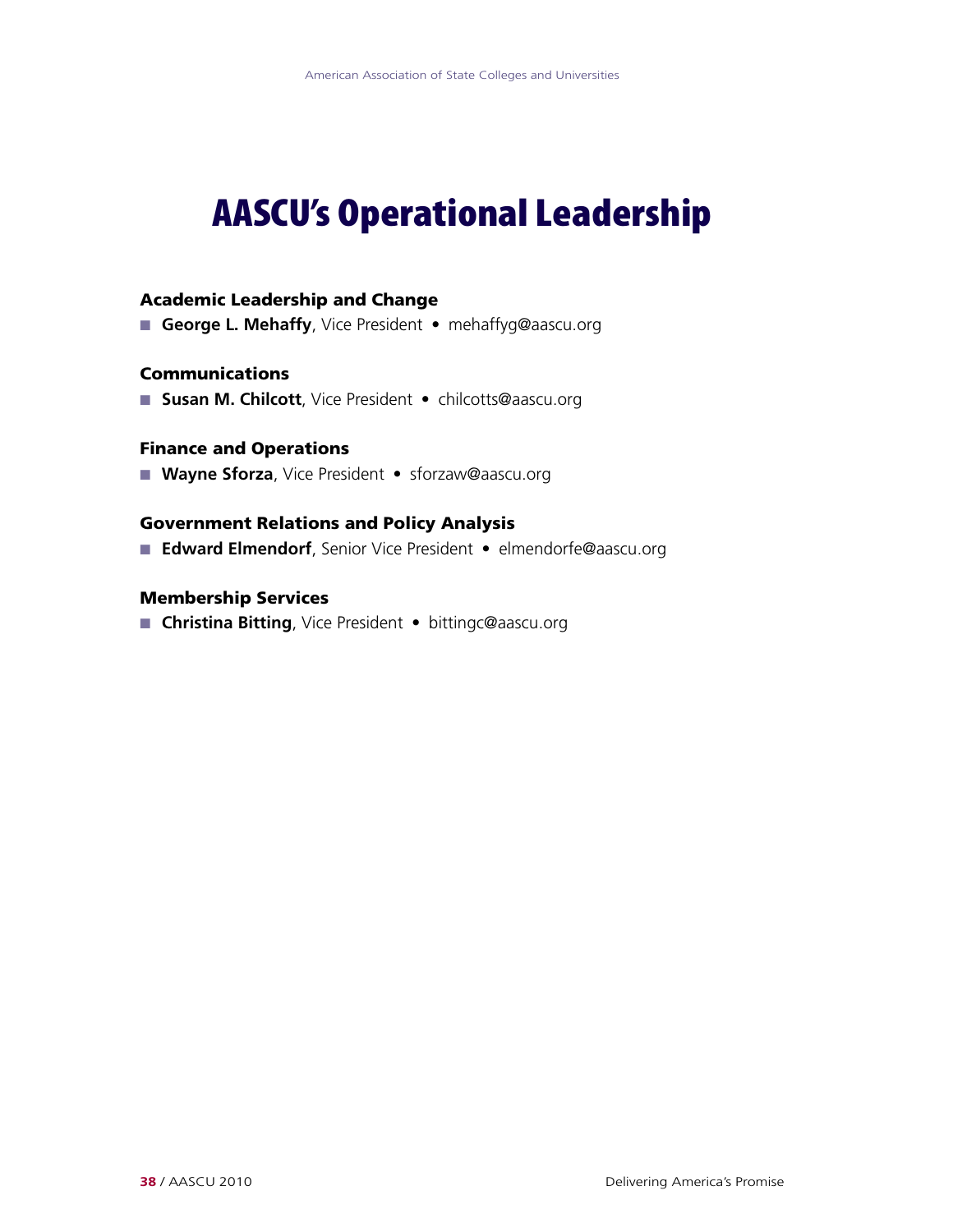# AASCU's Operational Leadership

### Academic Leadership and Change

- **George L. Mehaffy**, Vice President • mehaffyg@aascu.org

### Communications

- **Susan M. Chilcott**, Vice President • chilcotts@aascu.org

### Finance and Operations

- **Wayne Sforza**, Vice President • sforzaw@aascu.org

### Government Relations and Policy Analysis

- **Edward Elmendorf**, Senior Vice President • elmendorfe@aascu.org

### Membership Services

- **Christina Bitting**, Vice President • bittingc@aascu.org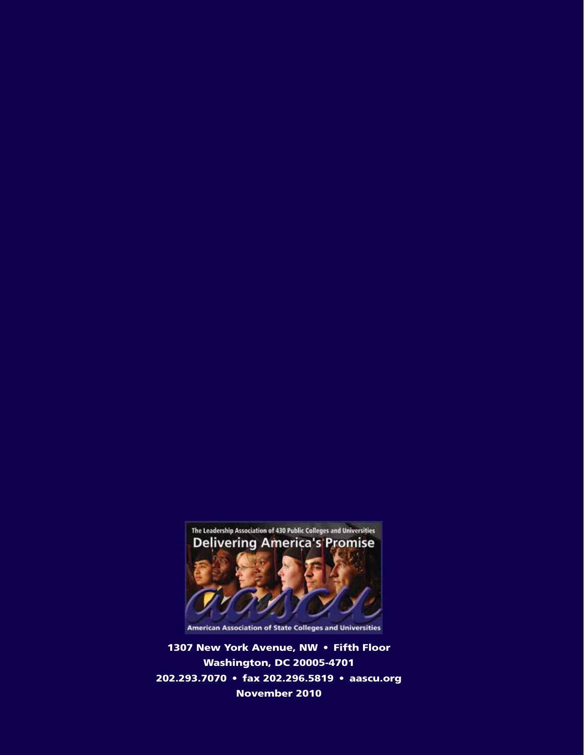The Leadership Association of 430 Public Colleges and Universities

Delivering America's Promise

aascu

American Association of State Colleges and Universities

**1307 New York Avenue, NW • Fifth Floor**
**Washington, DC 20005-4701**
**202.293.7070 • fax 202.296.5819 • aascu.org**
**November 2010**